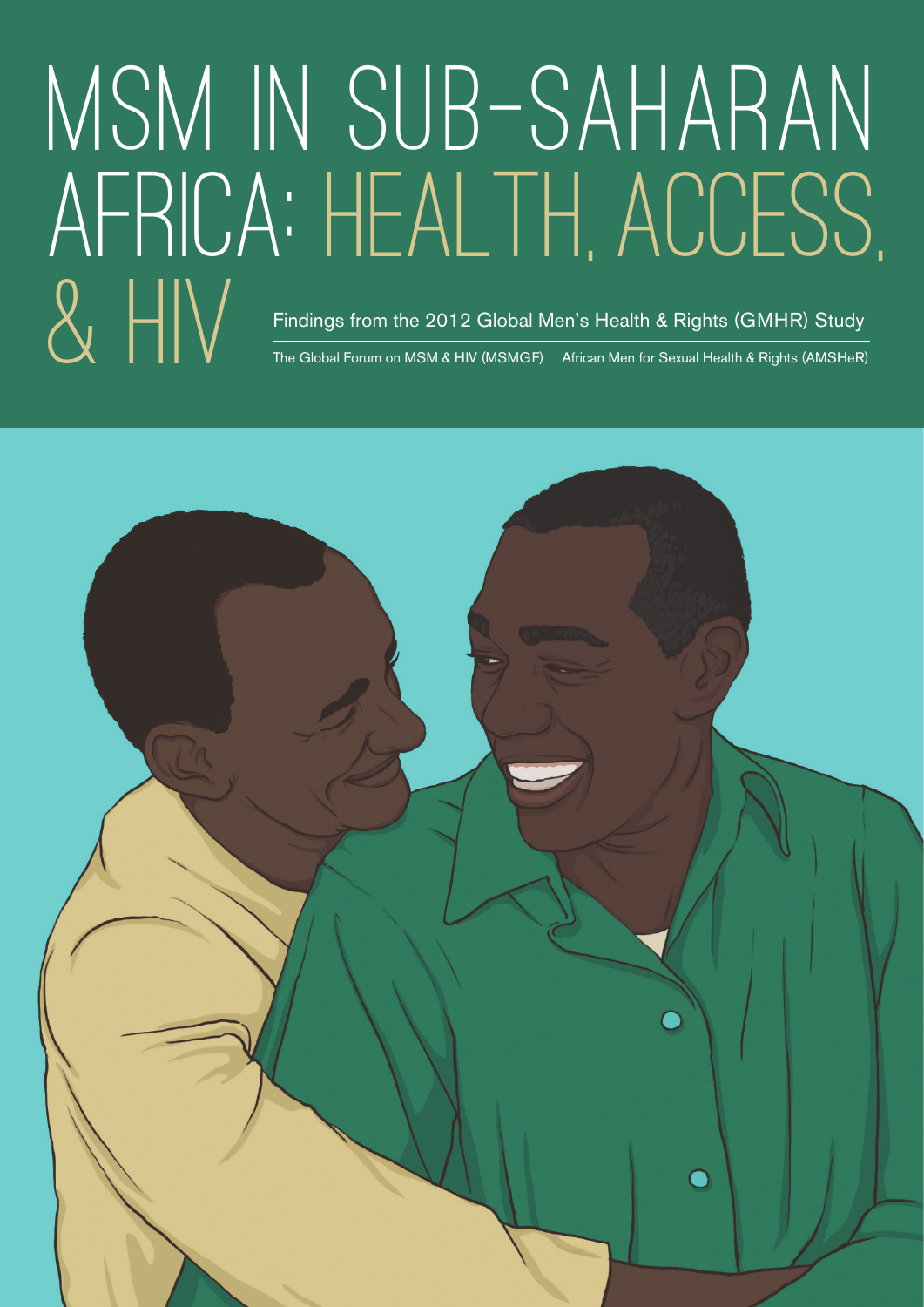# MSM IN SUB-SAHARAN AFRICA: HEALTH, ACCESS, & HIV

Findings from the 2012 Global Men's Health & Rights (GMHR) Study

The Global Forum on MSM & HIV (MSMGF) African Men for Sexual Health & Rights (AMSHeR)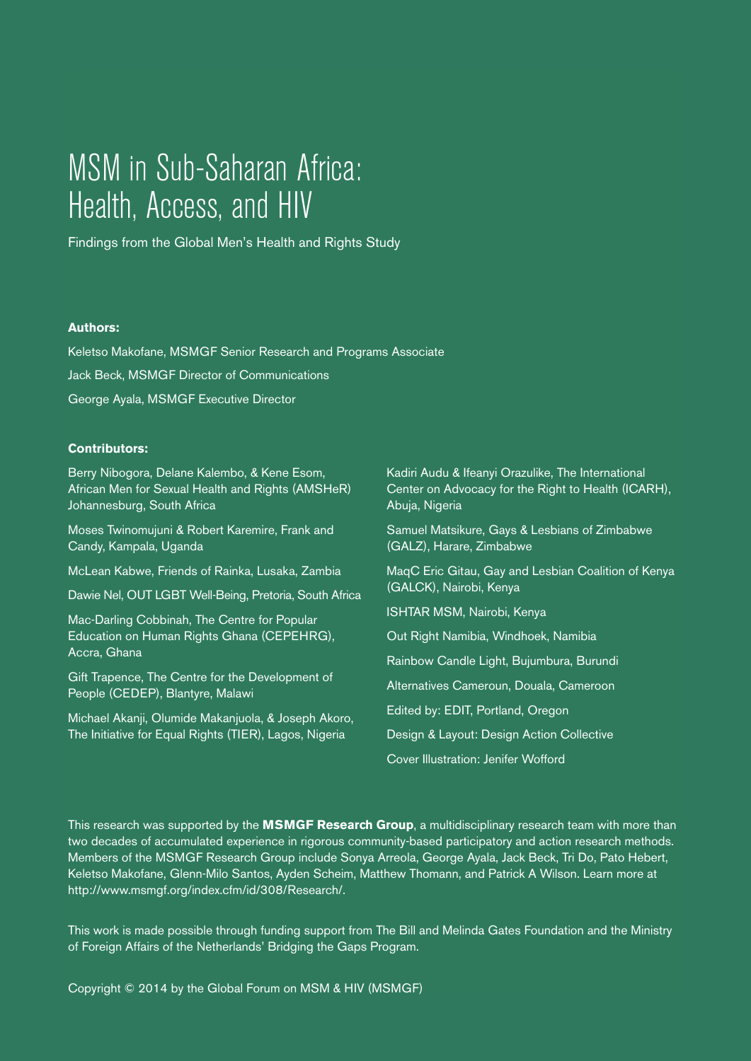# MSM in Sub-Saharan Africa: Health, Access, and HIV

Findings from the Global Men's Health and Rights Study

**Authors:**

Keletso Makofane, MSMGF Senior Research and Programs Associate

Jack Beck, MSMGF Director of Communications

George Ayala, MSMGF Executive Director

**Contributors:**

Berry Nibogora, Delane Kalembo, & Kene Esom, African Men for Sexual Health and Rights (AMSHeR) Johannesburg, South Africa

Moses Twinomujuni & Robert Karemire, Frank and Candy, Kampala, Uganda

McLean Kabwe, Friends of Rainka, Lusaka, Zambia

Dawie Nel, OUT LGBT Well-Being, Pretoria, South Africa

Mac-Darling Cobbinah, The Centre for Popular Education on Human Rights Ghana (CEPEHRG), Accra, Ghana

Gift Trapence, The Centre for the Development of People (CEDEP), Blantyre, Malawi

Michael Akanji, Olumide Makanjuola, & Joseph Akoro, The Initiative for Equal Rights (TIER), Lagos, Nigeria

Kadiri Audu & Ifeanyi Orazulike, The International Center on Advocacy for the Right to Health (ICARH), Abuja, Nigeria

Samuel Matsikure, Gays & Lesbians of Zimbabwe (GALZ), Harare, Zimbabwe

MaqC Eric Gitau, Gay and Lesbian Coalition of Kenya (GALCK), Nairobi, Kenya

ISHTAR MSM, Nairobi, Kenya

Out Right Namibia, Windhoek, Namibia

Rainbow Candle Light, Bujumbura, Burundi

Alternatives Cameroun, Douala, Cameroon

Edited by: EDIT, Portland, Oregon

Design & Layout: Design Action Collective

Cover Illustration: Jenifer Wofford

This research was supported by the **MSMGF Research Group**, a multidisciplinary research team with more than two decades of accumulated experience in rigorous community-based participatory and action research methods. Members of the MSMGF Research Group include Sonya Arreola, George Ayala, Jack Beck, Tri Do, Pato Hebert, Keletso Makofane, Glenn-Milo Santos, Ayden Scheim, Matthew Thomann, and Patrick A Wilson. Learn more at http://www.msmgf.org/index.cfm/id/308/Research/.

This work is made possible through funding support from The Bill and Melinda Gates Foundation and the Ministry of Foreign Affairs of the Netherlands' Bridging the Gaps Program.

Copyright © 2014 by the Global Forum on MSM & HIV (MSMGF)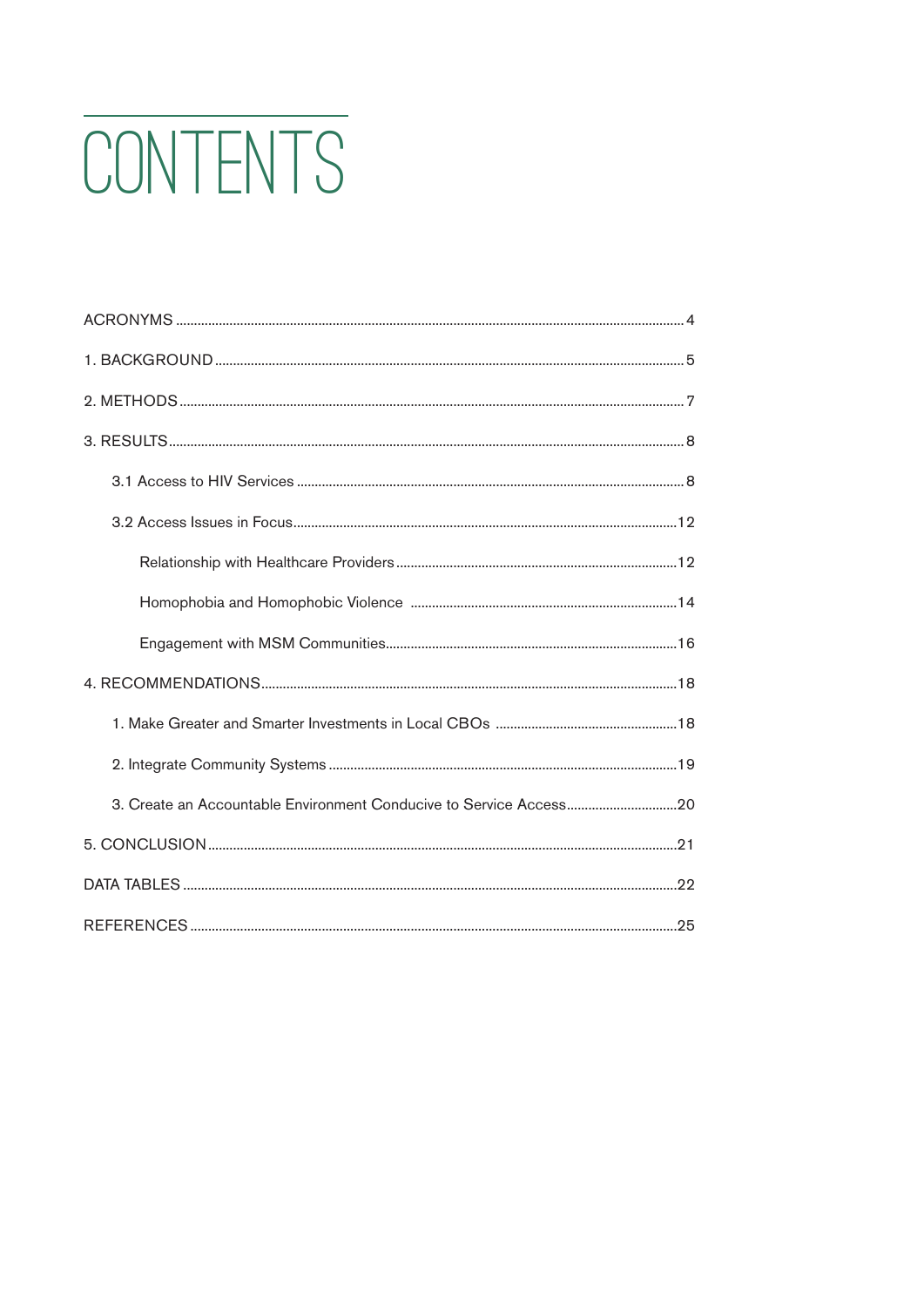# CONTENTS

- ACRONYMS ..... 4
- 1. BACKGROUND ..... 5
- 2. METHODS ..... 7
- 3. RESULTS ..... 8
  - 3.1 Access to HIV Services ..... 8
  - 3.2 Access Issues in Focus ..... 12
    - Relationship with Healthcare Providers ..... 12
    - Homophobia and Homophobic Violence ..... 14
    - Engagement with MSM Communities ..... 16
- 4. RECOMMENDATIONS ..... 18
  - 1. Make Greater and Smarter Investments in Local CBOs ..... 18
  - 2. Integrate Community Systems ..... 19
  - 3. Create an Accountable Environment Conducive to Service Access ..... 20
- 5. CONCLUSION ..... 21
- DATA TABLES ..... 22
- REFERENCES ..... 25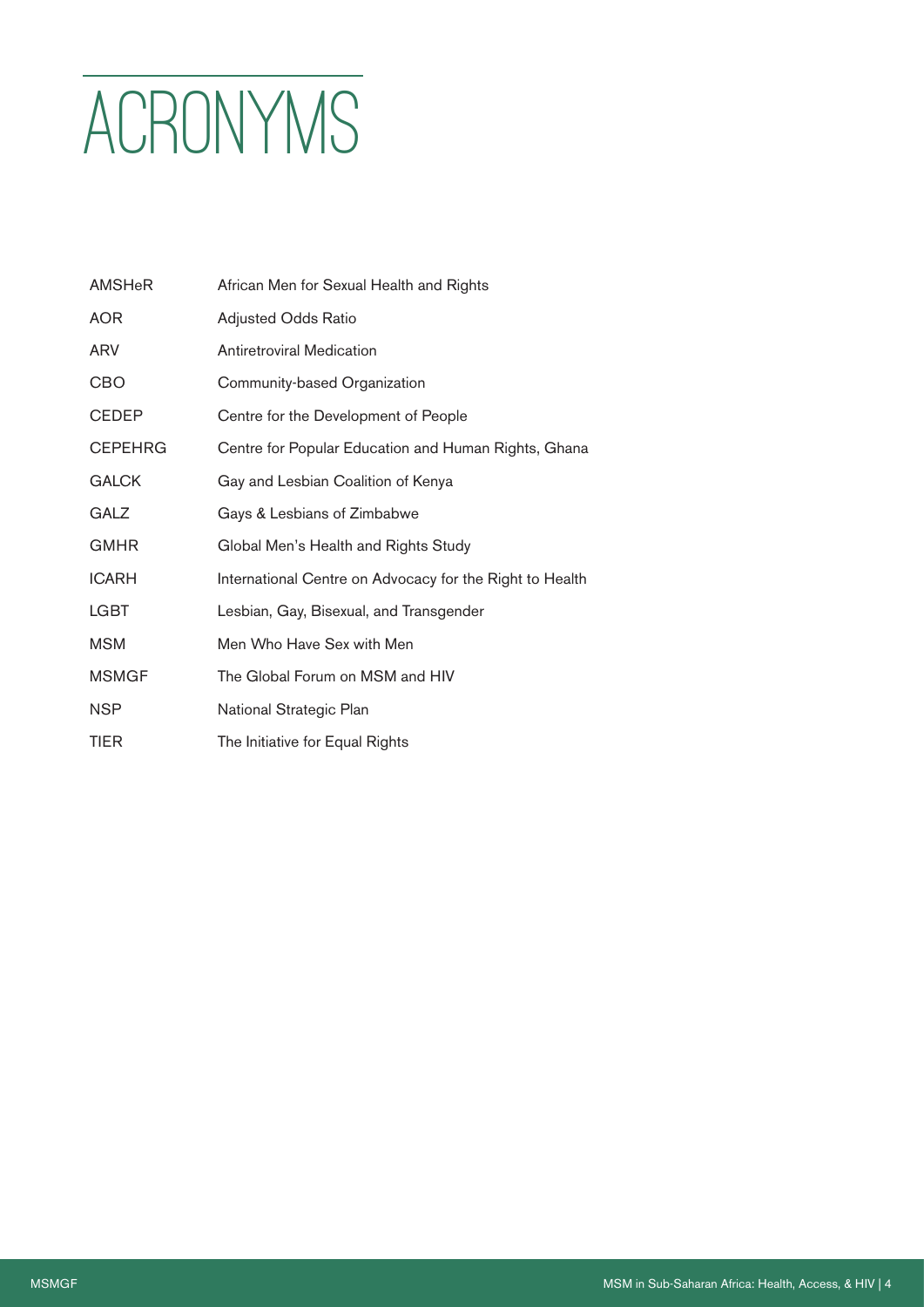# ACRONYMS

| | |
|---|---|
| AMSHeR | African Men for Sexual Health and Rights |
| AOR | Adjusted Odds Ratio |
| ARV | Antiretroviral Medication |
| CBO | Community-based Organization |
| CEDEP | Centre for the Development of People |
| CEPEHRG | Centre for Popular Education and Human Rights, Ghana |
| GALCK | Gay and Lesbian Coalition of Kenya |
| GALZ | Gays & Lesbians of Zimbabwe |
| GMHR | Global Men's Health and Rights Study |
| ICARH | International Centre on Advocacy for the Right to Health |
| LGBT | Lesbian, Gay, Bisexual, and Transgender |
| MSM | Men Who Have Sex with Men |
| MSMGF | The Global Forum on MSM and HIV |
| NSP | National Strategic Plan |
| TIER | The Initiative for Equal Rights |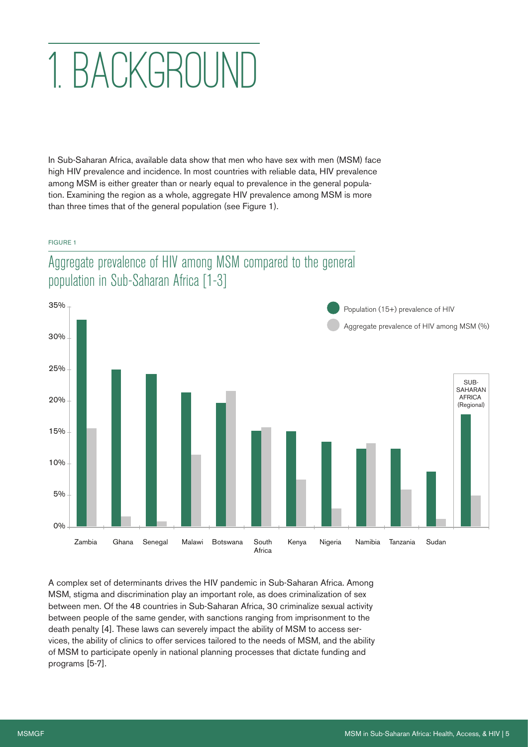# 1. BACKGROUND

In Sub-Saharan Africa, available data show that men who have sex with men (MSM) face high HIV prevalence and incidence. In most countries with reliable data, HIV prevalence among MSM is either greater than or nearly equal to prevalence in the general population. Examining the region as a whole, aggregate HIV prevalence among MSM is more than three times that of the general population (see Figure 1).

FIGURE 1

## Aggregate prevalence of HIV among MSM compared to the general population in Sub-Saharan Africa [1-3]

A complex set of determinants drives the HIV pandemic in Sub-Saharan Africa. Among MSM, stigma and discrimination play an important role, as does criminalization of sex between men. Of the 48 countries in Sub-Saharan Africa, 30 criminalize sexual activity between people of the same gender, with sanctions ranging from imprisonment to the death penalty [4]. These laws can severely impact the ability of MSM to access services, the ability of clinics to offer services tailored to the needs of MSM, and the ability of MSM to participate openly in national planning processes that dictate funding and programs [5-7].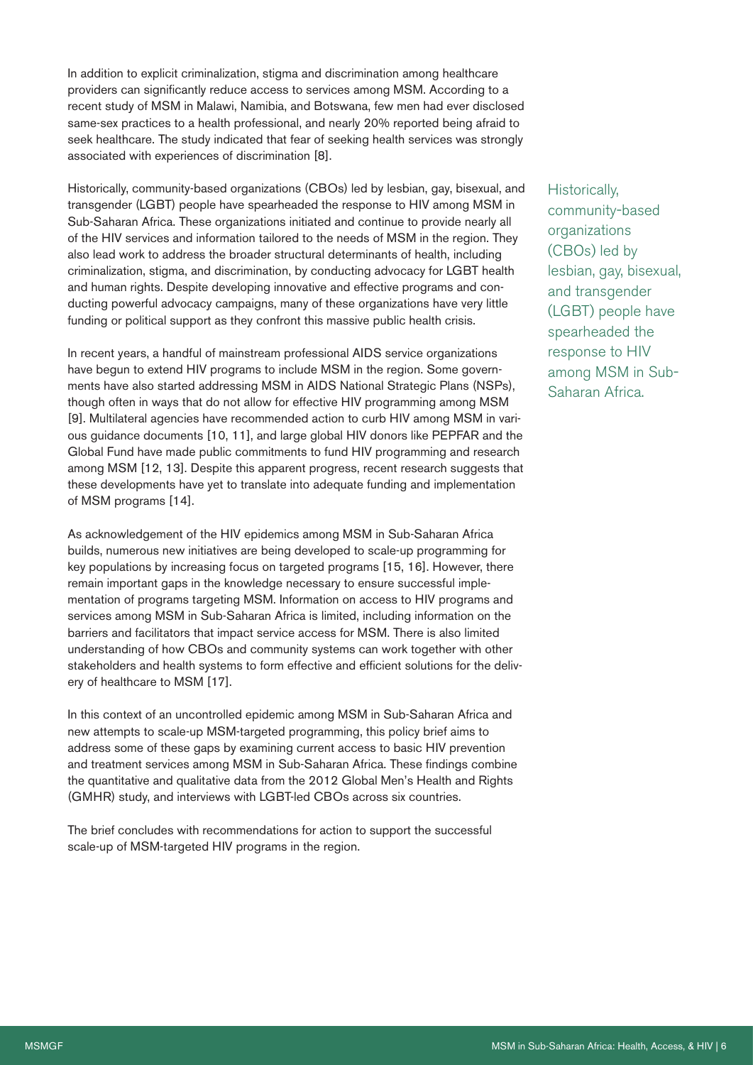In addition to explicit criminalization, stigma and discrimination among healthcare providers can significantly reduce access to services among MSM. According to a recent study of MSM in Malawi, Namibia, and Botswana, few men had ever disclosed same-sex practices to a health professional, and nearly 20% reported being afraid to seek healthcare. The study indicated that fear of seeking health services was strongly associated with experiences of discrimination [8].

Historically, community-based organizations (CBOs) led by lesbian, gay, bisexual, and transgender (LGBT) people have spearheaded the response to HIV among MSM in Sub-Saharan Africa. These organizations initiated and continue to provide nearly all of the HIV services and information tailored to the needs of MSM in the region. They also lead work to address the broader structural determinants of health, including criminalization, stigma, and discrimination, by conducting advocacy for LGBT health and human rights. Despite developing innovative and effective programs and conducting powerful advocacy campaigns, many of these organizations have very little funding or political support as they confront this massive public health crisis.

> Historically, community-based organizations (CBOs) led by lesbian, gay, bisexual, and transgender (LGBT) people have spearheaded the response to HIV among MSM in Sub-Saharan Africa.

In recent years, a handful of mainstream professional AIDS service organizations have begun to extend HIV programs to include MSM in the region. Some governments have also started addressing MSM in AIDS National Strategic Plans (NSPs), though often in ways that do not allow for effective HIV programming among MSM [9]. Multilateral agencies have recommended action to curb HIV among MSM in various guidance documents [10, 11], and large global HIV donors like PEPFAR and the Global Fund have made public commitments to fund HIV programming and research among MSM [12, 13]. Despite this apparent progress, recent research suggests that these developments have yet to translate into adequate funding and implementation of MSM programs [14].

As acknowledgement of the HIV epidemics among MSM in Sub-Saharan Africa builds, numerous new initiatives are being developed to scale-up programming for key populations by increasing focus on targeted programs [15, 16]. However, there remain important gaps in the knowledge necessary to ensure successful implementation of programs targeting MSM. Information on access to HIV programs and services among MSM in Sub-Saharan Africa is limited, including information on the barriers and facilitators that impact service access for MSM. There is also limited understanding of how CBOs and community systems can work together with other stakeholders and health systems to form effective and efficient solutions for the delivery of healthcare to MSM [17].

In this context of an uncontrolled epidemic among MSM in Sub-Saharan Africa and new attempts to scale-up MSM-targeted programming, this policy brief aims to address some of these gaps by examining current access to basic HIV prevention and treatment services among MSM in Sub-Saharan Africa. These findings combine the quantitative and qualitative data from the 2012 Global Men's Health and Rights (GMHR) study, and interviews with LGBT-led CBOs across six countries.

The brief concludes with recommendations for action to support the successful scale-up of MSM-targeted HIV programs in the region.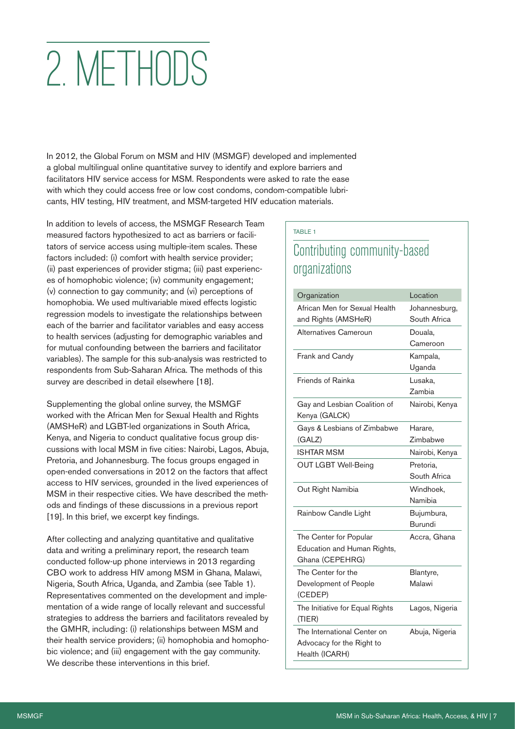# 2. METHODS

In 2012, the Global Forum on MSM and HIV (MSMGF) developed and implemented a global multilingual online quantitative survey to identify and explore barriers and facilitators HIV service access for MSM. Respondents were asked to rate the ease with which they could access free or low cost condoms, condom-compatible lubricants, HIV testing, HIV treatment, and MSM-targeted HIV education materials.

In addition to levels of access, the MSMGF Research Team measured factors hypothesized to act as barriers or facilitators of service access using multiple-item scales. These factors included: (i) comfort with health service provider; (ii) past experiences of provider stigma; (iii) past experiences of homophobic violence; (iv) community engagement; (v) connection to gay community; and (vi) perceptions of homophobia. We used multivariable mixed effects logistic regression models to investigate the relationships between each of the barrier and facilitator variables and easy access to health services (adjusting for demographic variables and for mutual confounding between the barriers and facilitator variables). The sample for this sub-analysis was restricted to respondents from Sub-Saharan Africa. The methods of this survey are described in detail elsewhere [18].

Supplementing the global online survey, the MSMGF worked with the African Men for Sexual Health and Rights (AMSHeR) and LGBT-led organizations in South Africa, Kenya, and Nigeria to conduct qualitative focus group discussions with local MSM in five cities: Nairobi, Lagos, Abuja, Pretoria, and Johannesburg. The focus groups engaged in open-ended conversations in 2012 on the factors that affect access to HIV services, grounded in the lived experiences of MSM in their respective cities. We have described the methods and findings of these discussions in a previous report [19]. In this brief, we excerpt key findings.

After collecting and analyzing quantitative and qualitative data and writing a preliminary report, the research team conducted follow-up phone interviews in 2013 regarding CBO work to address HIV among MSM in Ghana, Malawi, Nigeria, South Africa, Uganda, and Zambia (see Table 1). Representatives commented on the development and implementation of a wide range of locally relevant and successful strategies to address the barriers and facilitators revealed by the GMHR, including: (i) relationships between MSM and their health service providers; (ii) homophobia and homophobic violence; and (iii) engagement with the gay community. We describe these interventions in this brief.

TABLE 1

## Contributing community-based organizations

| Organization | Location |
|---|---|
| African Men for Sexual Health and Rights (AMSHeR) | Johannesburg, South Africa |
| Alternatives Cameroun | Douala, Cameroon |
| Frank and Candy | Kampala, Uganda |
| Friends of Rainka | Lusaka, Zambia |
| Gay and Lesbian Coalition of Kenya (GALCK) | Nairobi, Kenya |
| Gays & Lesbians of Zimbabwe (GALZ) | Harare, Zimbabwe |
| ISHTAR MSM | Nairobi, Kenya |
| OUT LGBT Well-Being | Pretoria, South Africa |
| Out Right Namibia | Windhoek, Namibia |
| Rainbow Candle Light | Bujumbura, Burundi |
| The Center for Popular Education and Human Rights, Ghana (CEPEHRG) | Accra, Ghana |
| The Center for the Development of People (CEDEP) | Blantyre, Malawi |
| The Initiative for Equal Rights (TIER) | Lagos, Nigeria |
| The International Center on Advocacy for the Right to Health (ICARH) | Abuja, Nigeria |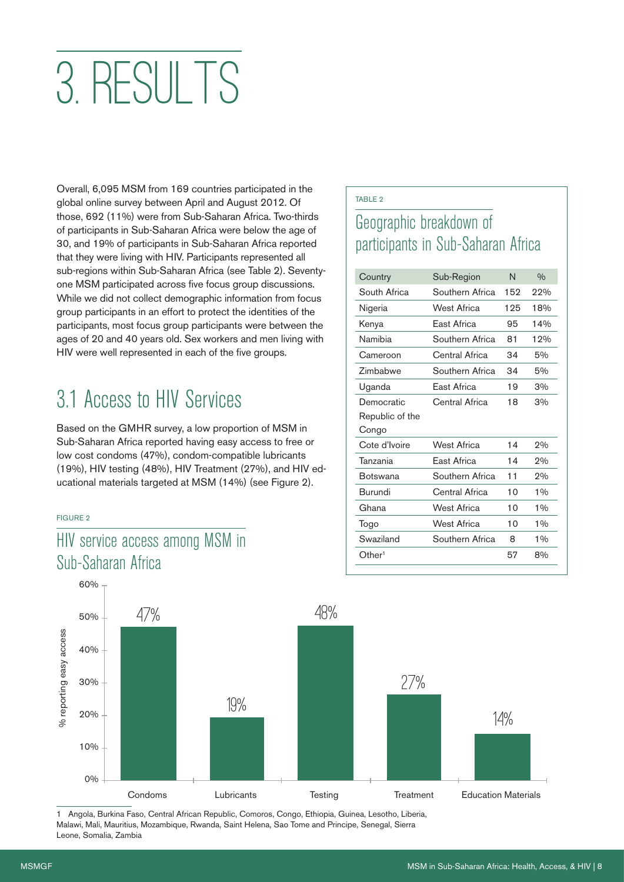# 3. RESULTS

Overall, 6,095 MSM from 169 countries participated in the global online survey between April and August 2012. Of those, 692 (11%) were from Sub-Saharan Africa. Two-thirds of participants in Sub-Saharan Africa were below the age of 30, and 19% of participants in Sub-Saharan Africa reported that they were living with HIV. Participants represented all sub-regions within Sub-Saharan Africa (see Table 2). Seventy-one MSM participated across five focus group discussions. While we did not collect demographic information from focus group participants in an effort to protect the identities of the participants, most focus group participants were between the ages of 20 and 40 years old. Sex workers and men living with HIV were well represented in each of the five groups.

TABLE 2

### Geographic breakdown of participants in Sub-Saharan Africa

| Country | Sub-Region | N | % |
|---|---|---|---|
| South Africa | Southern Africa | 152 | 22% |
| Nigeria | West Africa | 125 | 18% |
| Kenya | East Africa | 95 | 14% |
| Namibia | Southern Africa | 81 | 12% |
| Cameroon | Central Africa | 34 | 5% |
| Zimbabwe | Southern Africa | 34 | 5% |
| Uganda | East Africa | 19 | 3% |
| Democratic Republic of the Congo | Central Africa | 18 | 3% |
| Cote d'Ivoire | West Africa | 14 | 2% |
| Tanzania | East Africa | 14 | 2% |
| Botswana | Southern Africa | 11 | 2% |
| Burundi | Central Africa | 10 | 1% |
| Ghana | West Africa | 10 | 1% |
| Togo | West Africa | 10 | 1% |
| Swaziland | Southern Africa | 8 | 1% |
| Other[1] | | 57 | 8% |

## 3.1 Access to HIV Services

Based on the GMHR survey, a low proportion of MSM in Sub-Saharan Africa reported having easy access to free or low cost condoms (47%), condom-compatible lubricants (19%), HIV testing (48%), HIV Treatment (27%), and HIV educational materials targeted at MSM (14%) (see Figure 2).

FIGURE 2

### HIV service access among MSM in Sub-Saharan Africa

| | % reporting easy access |
|---|---|
| Condoms | 47% |
| Lubricants | 19% |
| Testing | 48% |
| Treatment | 27% |
| Education Materials | 14% |

1 Angola, Burkina Faso, Central African Republic, Comoros, Congo, Ethiopia, Guinea, Lesotho, Liberia, Malawi, Mali, Mauritius, Mozambique, Rwanda, Saint Helena, Sao Tome and Principe, Senegal, Sierra Leone, Somalia, Zambia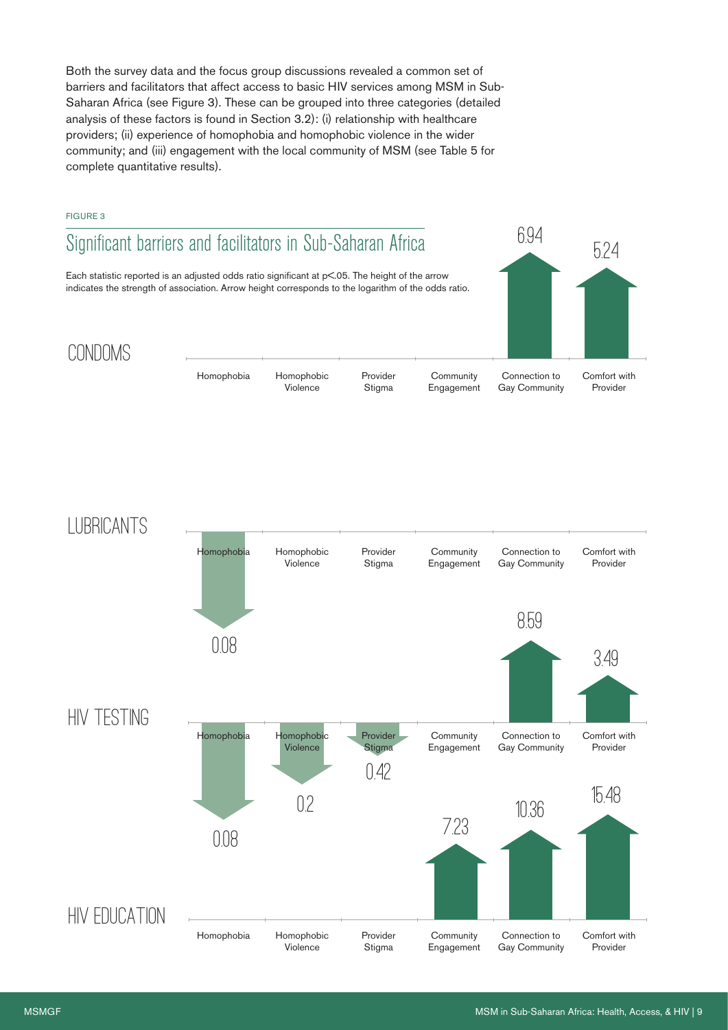Both the survey data and the focus group discussions revealed a common set of barriers and facilitators that affect access to basic HIV services among MSM in Sub-Saharan Africa (see Figure 3). These can be grouped into three categories (detailed analysis of these factors is found in Section 3.2): (i) relationship with healthcare providers; (ii) experience of homophobia and homophobic violence in the wider community; and (iii) engagement with the local community of MSM (see Table 5 for complete quantitative results).

FIGURE 3

## Significant barriers and facilitators in Sub-Saharan Africa

Each statistic reported is an adjusted odds ratio significant at $p<.05$. The height of the arrow indicates the strength of association. Arrow height corresponds to the logarithm of the odds ratio.

| | Homophobia | Homophobic Violence | Provider Stigma | Community Engagement | Connection to Gay Community | Comfort with Provider |
|---|---|---|---|---|---|---|
| CONDOMS | | | | | 6.94 | 5.24 |
| LUBRICANTS | 0.08 | | | | | |
| HIV TESTING | | | | | 8.59 | 3.49 |
| HIV EDUCATION | 0.08 | 0.2 | 0.42 | 7.23 | 10.36 | 15.48 |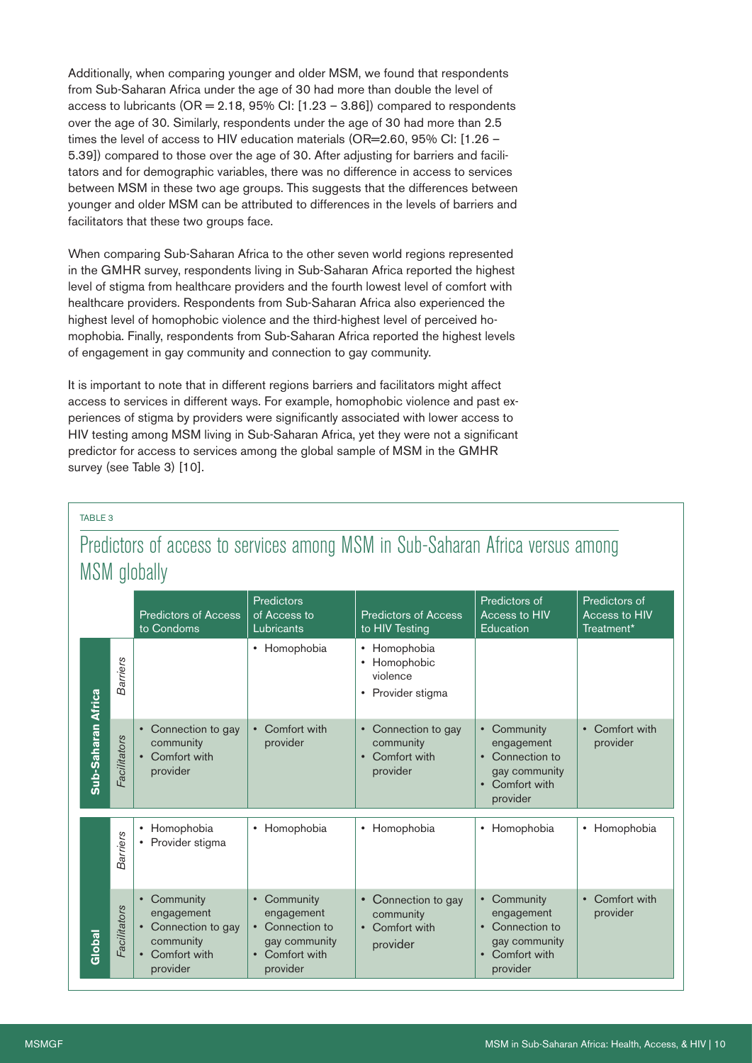Additionally, when comparing younger and older MSM, we found that respondents from Sub-Saharan Africa under the age of 30 had more than double the level of access to lubricants (OR = 2.18, 95% CI: [1.23 – 3.86]) compared to respondents over the age of 30. Similarly, respondents under the age of 30 had more than 2.5 times the level of access to HIV education materials (OR=2.60, 95% CI: [1.26 – 5.39]) compared to those over the age of 30. After adjusting for barriers and facilitators and for demographic variables, there was no difference in access to services between MSM in these two age groups. This suggests that the differences between younger and older MSM can be attributed to differences in the levels of barriers and facilitators that these two groups face.

When comparing Sub-Saharan Africa to the other seven world regions represented in the GMHR survey, respondents living in Sub-Saharan Africa reported the highest level of stigma from healthcare providers and the fourth lowest level of comfort with healthcare providers. Respondents from Sub-Saharan Africa also experienced the highest level of homophobic violence and the third-highest level of perceived homophobia. Finally, respondents from Sub-Saharan Africa reported the highest levels of engagement in gay community and connection to gay community.

It is important to note that in different regions barriers and facilitators might affect access to services in different ways. For example, homophobic violence and past experiences of stigma by providers were significantly associated with lower access to HIV testing among MSM living in Sub-Saharan Africa, yet they were not a significant predictor for access to services among the global sample of MSM in the GMHR survey (see Table 3) [10].

TABLE 3

## Predictors of access to services among MSM in Sub-Saharan Africa versus among MSM globally

| | | Predictors of Access to Condoms | Predictors of Access to Lubricants | Predictors of Access to HIV Testing | Predictors of Access to HIV Education | Predictors of Access to HIV Treatment* |
|---|---|---|---|---|---|---|
| **Sub-Saharan Africa** | *Barriers* | | • Homophobia | • Homophobia<br>• Homophobic violence<br>• Provider stigma | | |
| | *Facilitators* | • Connection to gay community<br>• Comfort with provider | • Comfort with provider | • Connection to gay community<br>• Comfort with provider | • Community engagement<br>• Connection to gay community<br>• Comfort with provider | • Comfort with provider |
| **Global** | *Barriers* | • Homophobia<br>• Provider stigma | • Homophobia | • Homophobia | • Homophobia | • Homophobia |
| | *Facilitators* | • Community engagement<br>• Connection to gay community<br>• Comfort with provider | • Community engagement<br>• Connection to gay community<br>• Comfort with provider | • Connection to gay community<br>• Comfort with provider | • Community engagement<br>• Connection to gay community<br>• Comfort with provider | • Comfort with provider |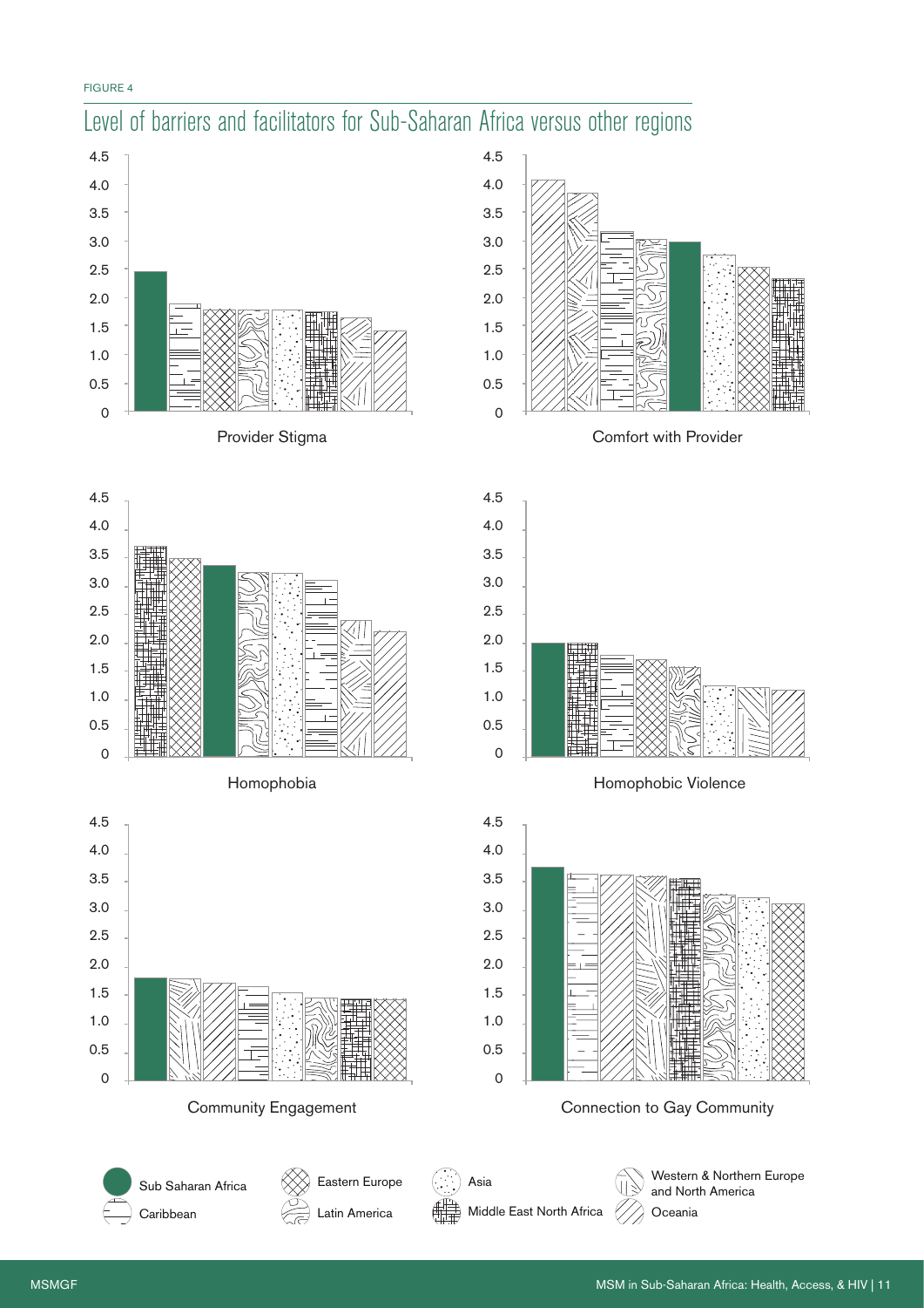FIGURE 4

## Level of barriers and facilitators for Sub-Saharan Africa versus other regions

Provider Stigma

Comfort with Provider

Homophobia

Homophobic Violence

Community Engagement

Connection to Gay Community

Sub Saharan Africa
Caribbean
Eastern Europe
Latin America
Asia
Middle East North Africa
Western & Northern Europe and North America
Oceania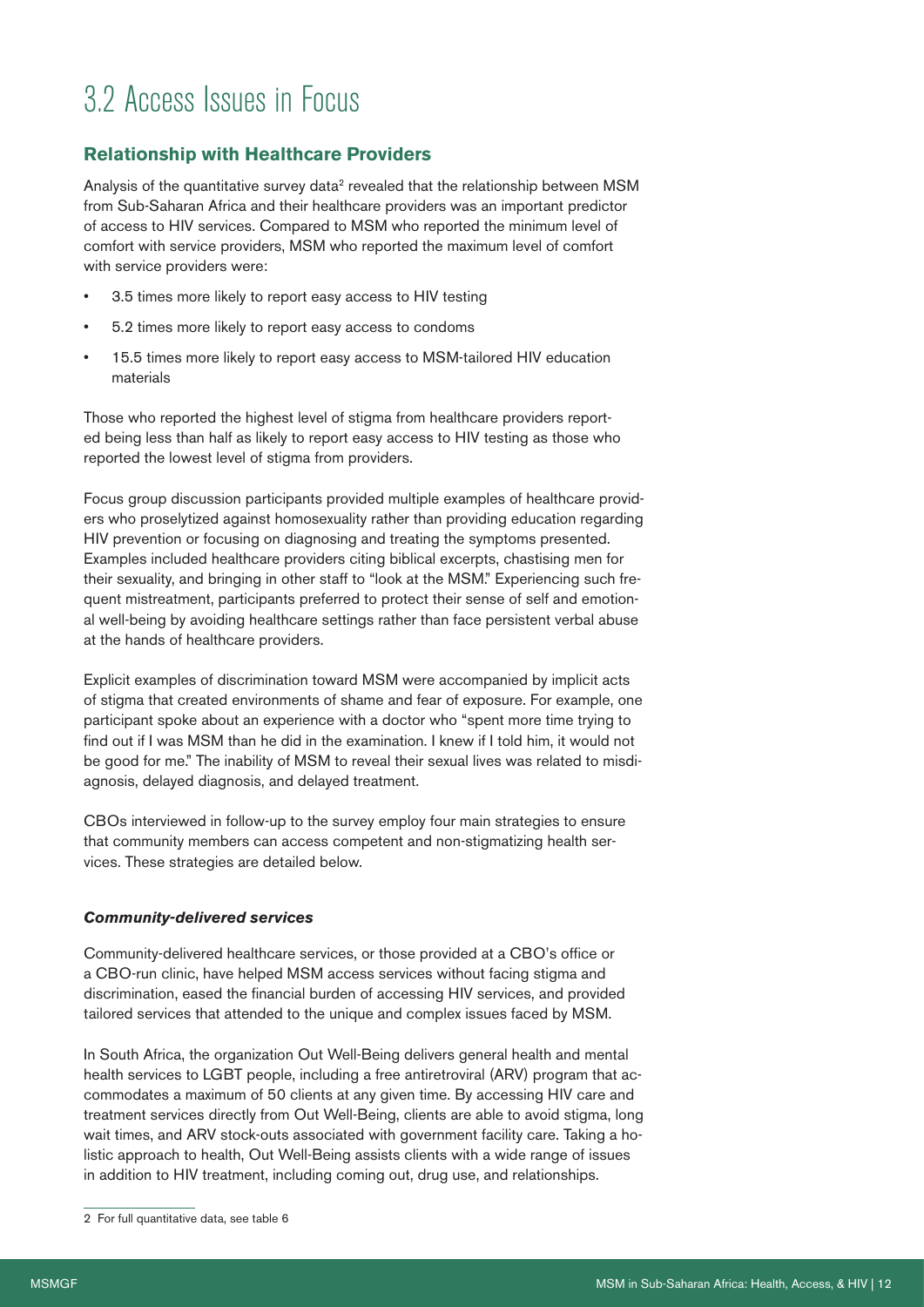# 3.2 Access Issues in Focus

## Relationship with Healthcare Providers

Analysis of the quantitative survey data[2] revealed that the relationship between MSM from Sub-Saharan Africa and their healthcare providers was an important predictor of access to HIV services. Compared to MSM who reported the minimum level of comfort with service providers, MSM who reported the maximum level of comfort with service providers were:

- 3.5 times more likely to report easy access to HIV testing
- 5.2 times more likely to report easy access to condoms
- 15.5 times more likely to report easy access to MSM-tailored HIV education materials

Those who reported the highest level of stigma from healthcare providers reported being less than half as likely to report easy access to HIV testing as those who reported the lowest level of stigma from providers.

Focus group discussion participants provided multiple examples of healthcare providers who proselytized against homosexuality rather than providing education regarding HIV prevention or focusing on diagnosing and treating the symptoms presented. Examples included healthcare providers citing biblical excerpts, chastising men for their sexuality, and bringing in other staff to "look at the MSM." Experiencing such frequent mistreatment, participants preferred to protect their sense of self and emotional well-being by avoiding healthcare settings rather than face persistent verbal abuse at the hands of healthcare providers.

Explicit examples of discrimination toward MSM were accompanied by implicit acts of stigma that created environments of shame and fear of exposure. For example, one participant spoke about an experience with a doctor who "spent more time trying to find out if I was MSM than he did in the examination. I knew if I told him, it would not be good for me." The inability of MSM to reveal their sexual lives was related to misdiagnosis, delayed diagnosis, and delayed treatment.

CBOs interviewed in follow-up to the survey employ four main strategies to ensure that community members can access competent and non-stigmatizing health services. These strategies are detailed below.

#### *Community-delivered services*

Community-delivered healthcare services, or those provided at a CBO's office or a CBO-run clinic, have helped MSM access services without facing stigma and discrimination, eased the financial burden of accessing HIV services, and provided tailored services that attended to the unique and complex issues faced by MSM.

In South Africa, the organization Out Well-Being delivers general health and mental health services to LGBT people, including a free antiretroviral (ARV) program that accommodates a maximum of 50 clients at any given time. By accessing HIV care and treatment services directly from Out Well-Being, clients are able to avoid stigma, long wait times, and ARV stock-outs associated with government facility care. Taking a holistic approach to health, Out Well-Being assists clients with a wide range of issues in addition to HIV treatment, including coming out, drug use, and relationships.

---

2 For full quantitative data, see table 6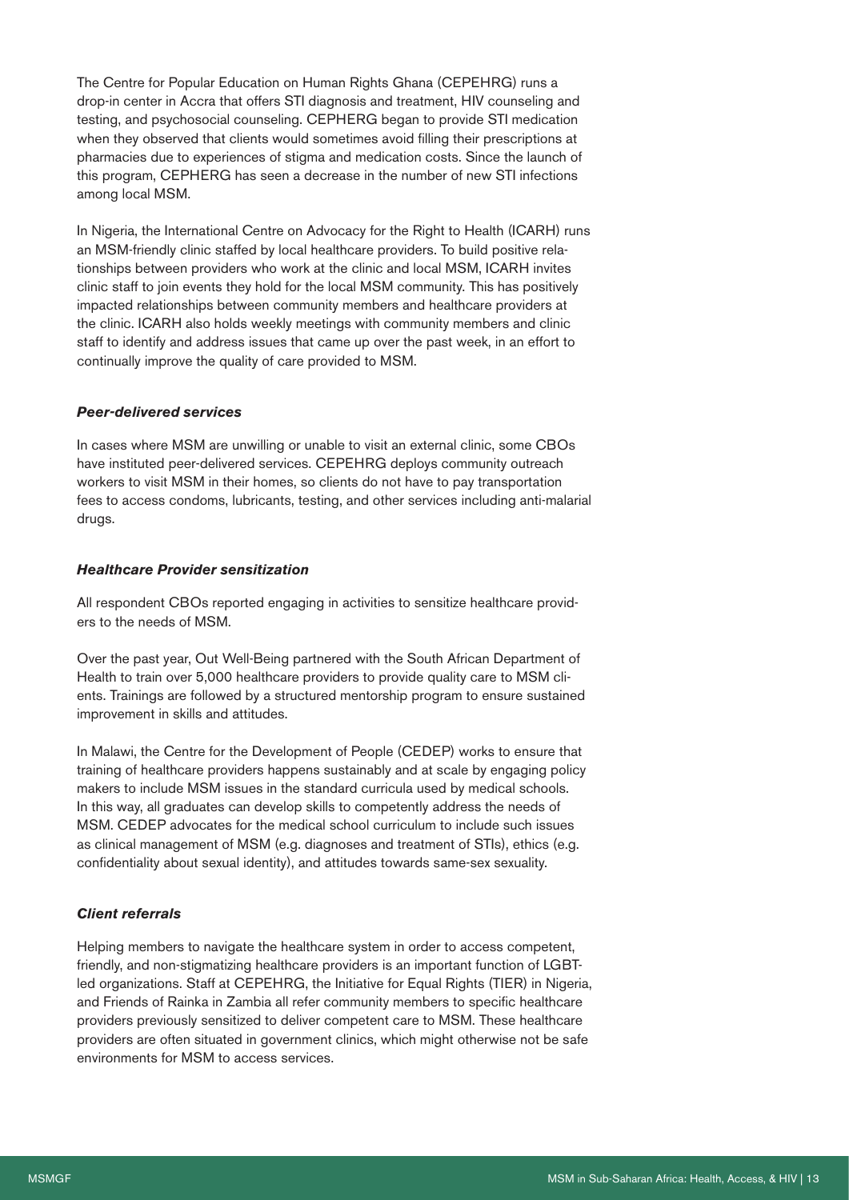The Centre for Popular Education on Human Rights Ghana (CEPEHRG) runs a drop-in center in Accra that offers STI diagnosis and treatment, HIV counseling and testing, and psychosocial counseling. CEPHERG began to provide STI medication when they observed that clients would sometimes avoid filling their prescriptions at pharmacies due to experiences of stigma and medication costs. Since the launch of this program, CEPHERG has seen a decrease in the number of new STI infections among local MSM.

In Nigeria, the International Centre on Advocacy for the Right to Health (ICARH) runs an MSM-friendly clinic staffed by local healthcare providers. To build positive relationships between providers who work at the clinic and local MSM, ICARH invites clinic staff to join events they hold for the local MSM community. This has positively impacted relationships between community members and healthcare providers at the clinic. ICARH also holds weekly meetings with community members and clinic staff to identify and address issues that came up over the past week, in an effort to continually improve the quality of care provided to MSM.

#### *Peer-delivered services*

In cases where MSM are unwilling or unable to visit an external clinic, some CBOs have instituted peer-delivered services. CEPEHRG deploys community outreach workers to visit MSM in their homes, so clients do not have to pay transportation fees to access condoms, lubricants, testing, and other services including anti-malarial drugs.

#### *Healthcare Provider sensitization*

All respondent CBOs reported engaging in activities to sensitize healthcare providers to the needs of MSM.

Over the past year, Out Well-Being partnered with the South African Department of Health to train over 5,000 healthcare providers to provide quality care to MSM clients. Trainings are followed by a structured mentorship program to ensure sustained improvement in skills and attitudes.

In Malawi, the Centre for the Development of People (CEDEP) works to ensure that training of healthcare providers happens sustainably and at scale by engaging policy makers to include MSM issues in the standard curricula used by medical schools. In this way, all graduates can develop skills to competently address the needs of MSM. CEDEP advocates for the medical school curriculum to include such issues as clinical management of MSM (e.g. diagnoses and treatment of STIs), ethics (e.g. confidentiality about sexual identity), and attitudes towards same-sex sexuality.

#### *Client referrals*

Helping members to navigate the healthcare system in order to access competent, friendly, and non-stigmatizing healthcare providers is an important function of LGBT-led organizations. Staff at CEPEHRG, the Initiative for Equal Rights (TIER) in Nigeria, and Friends of Rainka in Zambia all refer community members to specific healthcare providers previously sensitized to deliver competent care to MSM. These healthcare providers are often situated in government clinics, which might otherwise not be safe environments for MSM to access services.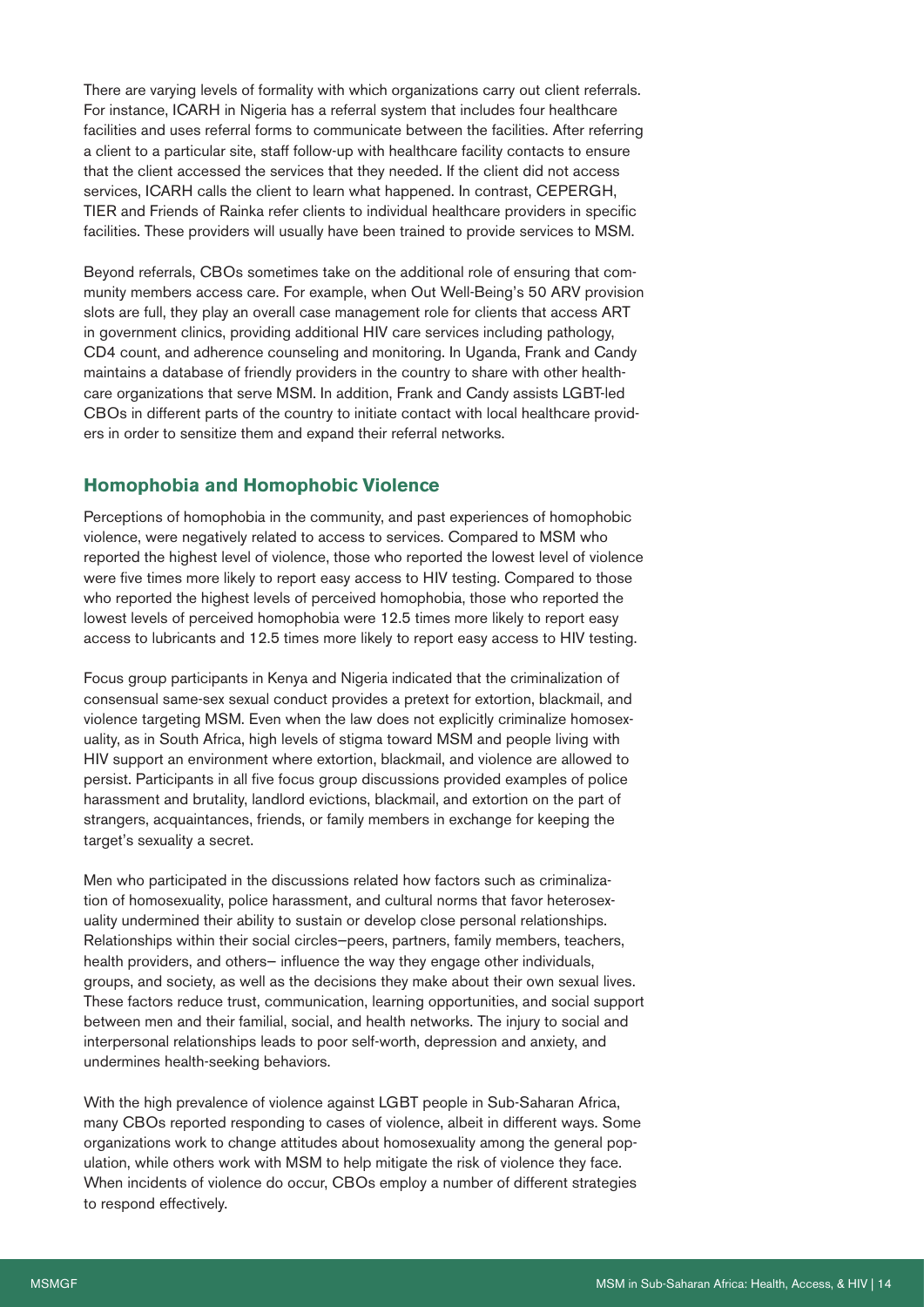There are varying levels of formality with which organizations carry out client referrals. For instance, ICARH in Nigeria has a referral system that includes four healthcare facilities and uses referral forms to communicate between the facilities. After referring a client to a particular site, staff follow-up with healthcare facility contacts to ensure that the client accessed the services that they needed. If the client did not access services, ICARH calls the client to learn what happened. In contrast, CEPERGH, TIER and Friends of Rainka refer clients to individual healthcare providers in specific facilities. These providers will usually have been trained to provide services to MSM.

Beyond referrals, CBOs sometimes take on the additional role of ensuring that community members access care. For example, when Out Well-Being's 50 ARV provision slots are full, they play an overall case management role for clients that access ART in government clinics, providing additional HIV care services including pathology, CD4 count, and adherence counseling and monitoring. In Uganda, Frank and Candy maintains a database of friendly providers in the country to share with other healthcare organizations that serve MSM. In addition, Frank and Candy assists LGBT-led CBOs in different parts of the country to initiate contact with local healthcare providers in order to sensitize them and expand their referral networks.

## Homophobia and Homophobic Violence

Perceptions of homophobia in the community, and past experiences of homophobic violence, were negatively related to access to services. Compared to MSM who reported the highest level of violence, those who reported the lowest level of violence were five times more likely to report easy access to HIV testing. Compared to those who reported the highest levels of perceived homophobia, those who reported the lowest levels of perceived homophobia were 12.5 times more likely to report easy access to lubricants and 12.5 times more likely to report easy access to HIV testing.

Focus group participants in Kenya and Nigeria indicated that the criminalization of consensual same-sex sexual conduct provides a pretext for extortion, blackmail, and violence targeting MSM. Even when the law does not explicitly criminalize homosexuality, as in South Africa, high levels of stigma toward MSM and people living with HIV support an environment where extortion, blackmail, and violence are allowed to persist. Participants in all five focus group discussions provided examples of police harassment and brutality, landlord evictions, blackmail, and extortion on the part of strangers, acquaintances, friends, or family members in exchange for keeping the target's sexuality a secret.

Men who participated in the discussions related how factors such as criminalization of homosexuality, police harassment, and cultural norms that favor heterosexuality undermined their ability to sustain or develop close personal relationships. Relationships within their social circles—peers, partners, family members, teachers, health providers, and others— influence the way they engage other individuals, groups, and society, as well as the decisions they make about their own sexual lives. These factors reduce trust, communication, learning opportunities, and social support between men and their familial, social, and health networks. The injury to social and interpersonal relationships leads to poor self-worth, depression and anxiety, and undermines health-seeking behaviors.

With the high prevalence of violence against LGBT people in Sub-Saharan Africa, many CBOs reported responding to cases of violence, albeit in different ways. Some organizations work to change attitudes about homosexuality among the general population, while others work with MSM to help mitigate the risk of violence they face. When incidents of violence do occur, CBOs employ a number of different strategies to respond effectively.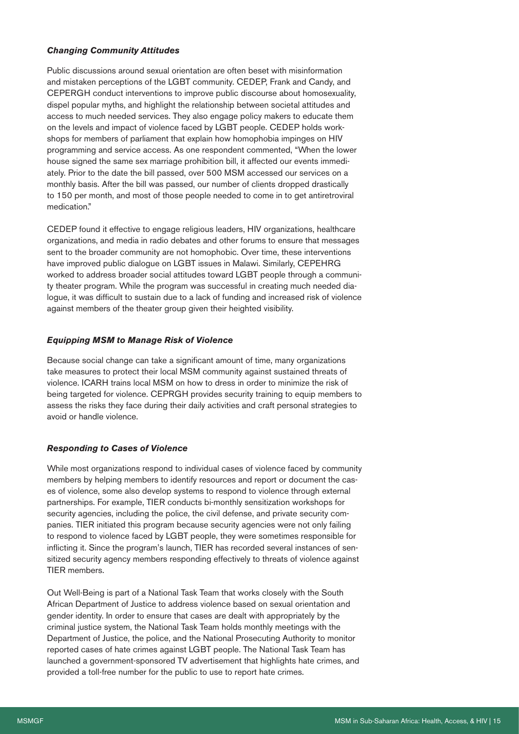### *Changing Community Attitudes*

Public discussions around sexual orientation are often beset with misinformation and mistaken perceptions of the LGBT community. CEDEP, Frank and Candy, and CEPERGH conduct interventions to improve public discourse about homosexuality, dispel popular myths, and highlight the relationship between societal attitudes and access to much needed services. They also engage policy makers to educate them on the levels and impact of violence faced by LGBT people. CEDEP holds workshops for members of parliament that explain how homophobia impinges on HIV programming and service access. As one respondent commented, "When the lower house signed the same sex marriage prohibition bill, it affected our events immediately. Prior to the date the bill passed, over 500 MSM accessed our services on a monthly basis. After the bill was passed, our number of clients dropped drastically to 150 per month, and most of those people needed to come in to get antiretroviral medication."

CEDEP found it effective to engage religious leaders, HIV organizations, healthcare organizations, and media in radio debates and other forums to ensure that messages sent to the broader community are not homophobic. Over time, these interventions have improved public dialogue on LGBT issues in Malawi. Similarly, CEPEHRG worked to address broader social attitudes toward LGBT people through a community theater program. While the program was successful in creating much needed dialogue, it was difficult to sustain due to a lack of funding and increased risk of violence against members of the theater group given their heighted visibility.

### *Equipping MSM to Manage Risk of Violence*

Because social change can take a significant amount of time, many organizations take measures to protect their local MSM community against sustained threats of violence. ICARH trains local MSM on how to dress in order to minimize the risk of being targeted for violence. CEPRGH provides security training to equip members to assess the risks they face during their daily activities and craft personal strategies to avoid or handle violence.

### *Responding to Cases of Violence*

While most organizations respond to individual cases of violence faced by community members by helping members to identify resources and report or document the cases of violence, some also develop systems to respond to violence through external partnerships. For example, TIER conducts bi-monthly sensitization workshops for security agencies, including the police, the civil defense, and private security companies. TIER initiated this program because security agencies were not only failing to respond to violence faced by LGBT people, they were sometimes responsible for inflicting it. Since the program's launch, TIER has recorded several instances of sensitized security agency members responding effectively to threats of violence against TIER members.

Out Well-Being is part of a National Task Team that works closely with the South African Department of Justice to address violence based on sexual orientation and gender identity. In order to ensure that cases are dealt with appropriately by the criminal justice system, the National Task Team holds monthly meetings with the Department of Justice, the police, and the National Prosecuting Authority to monitor reported cases of hate crimes against LGBT people. The National Task Team has launched a government-sponsored TV advertisement that highlights hate crimes, and provided a toll-free number for the public to use to report hate crimes.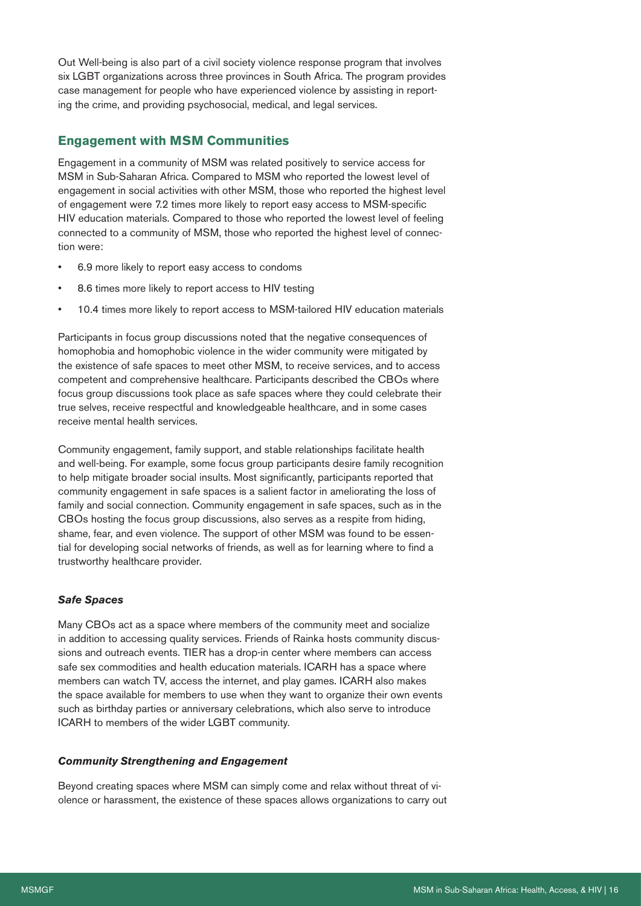Out Well-being is also part of a civil society violence response program that involves six LGBT organizations across three provinces in South Africa. The program provides case management for people who have experienced violence by assisting in reporting the crime, and providing psychosocial, medical, and legal services.

## Engagement with MSM Communities

Engagement in a community of MSM was related positively to service access for MSM in Sub-Saharan Africa. Compared to MSM who reported the lowest level of engagement in social activities with other MSM, those who reported the highest level of engagement were 7.2 times more likely to report easy access to MSM-specific HIV education materials. Compared to those who reported the lowest level of feeling connected to a community of MSM, those who reported the highest level of connection were:

- 6.9 more likely to report easy access to condoms
- 8.6 times more likely to report access to HIV testing
- 10.4 times more likely to report access to MSM-tailored HIV education materials

Participants in focus group discussions noted that the negative consequences of homophobia and homophobic violence in the wider community were mitigated by the existence of safe spaces to meet other MSM, to receive services, and to access competent and comprehensive healthcare. Participants described the CBOs where focus group discussions took place as safe spaces where they could celebrate their true selves, receive respectful and knowledgeable healthcare, and in some cases receive mental health services.

Community engagement, family support, and stable relationships facilitate health and well-being. For example, some focus group participants desire family recognition to help mitigate broader social insults. Most significantly, participants reported that community engagement in safe spaces is a salient factor in ameliorating the loss of family and social connection. Community engagement in safe spaces, such as in the CBOs hosting the focus group discussions, also serves as a respite from hiding, shame, fear, and even violence. The support of other MSM was found to be essential for developing social networks of friends, as well as for learning where to find a trustworthy healthcare provider.

### *Safe Spaces*

Many CBOs act as a space where members of the community meet and socialize in addition to accessing quality services. Friends of Rainka hosts community discussions and outreach events. TIER has a drop-in center where members can access safe sex commodities and health education materials. ICARH has a space where members can watch TV, access the internet, and play games. ICARH also makes the space available for members to use when they want to organize their own events such as birthday parties or anniversary celebrations, which also serve to introduce ICARH to members of the wider LGBT community.

### *Community Strengthening and Engagement*

Beyond creating spaces where MSM can simply come and relax without threat of violence or harassment, the existence of these spaces allows organizations to carry out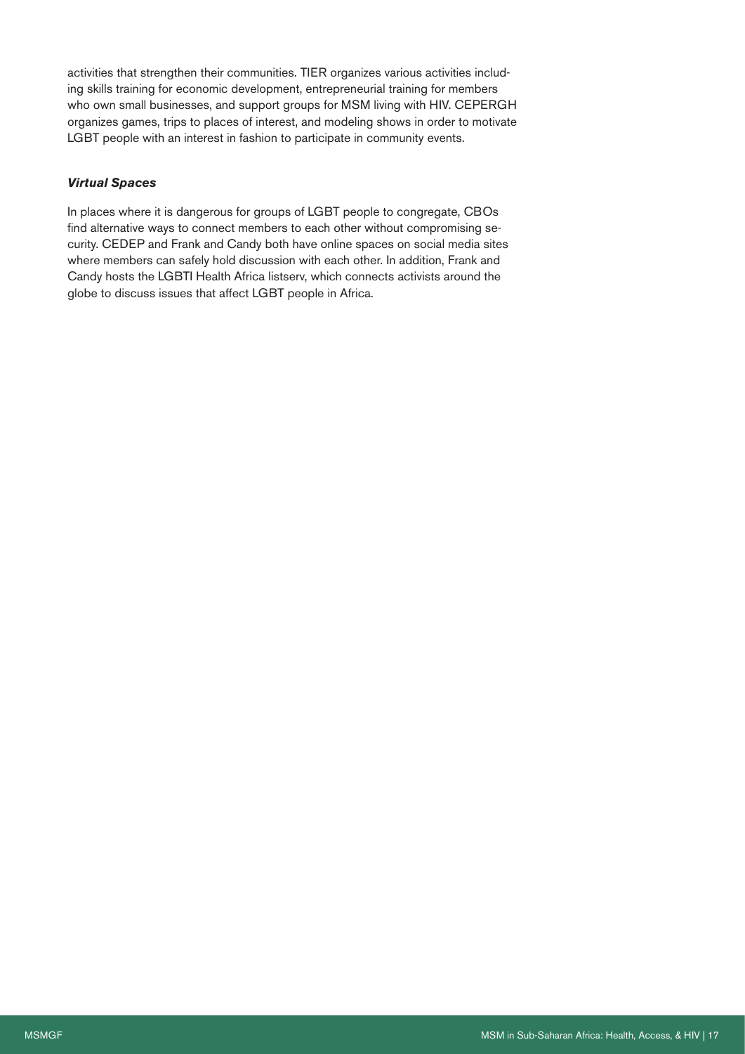activities that strengthen their communities. TIER organizes various activities including skills training for economic development, entrepreneurial training for members who own small businesses, and support groups for MSM living with HIV. CEPERGH organizes games, trips to places of interest, and modeling shows in order to motivate LGBT people with an interest in fashion to participate in community events.

### *Virtual Spaces*

In places where it is dangerous for groups of LGBT people to congregate, CBOs find alternative ways to connect members to each other without compromising security. CEDEP and Frank and Candy both have online spaces on social media sites where members can safely hold discussion with each other. In addition, Frank and Candy hosts the LGBTI Health Africa listserv, which connects activists around the globe to discuss issues that affect LGBT people in Africa.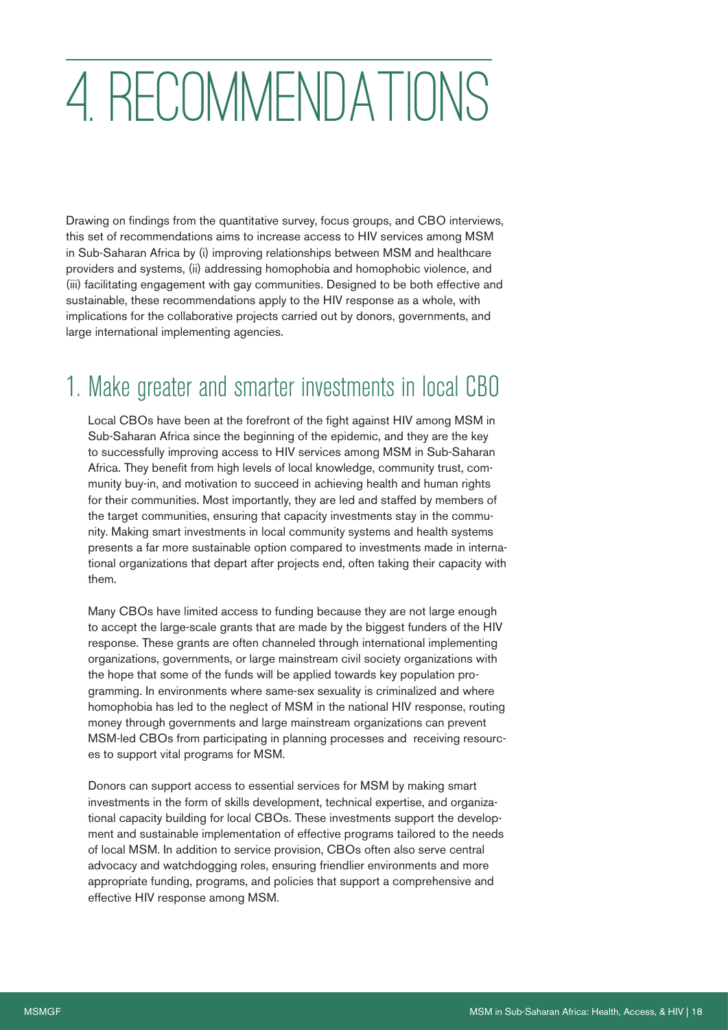# 4. RECOMMENDATIONS

Drawing on findings from the quantitative survey, focus groups, and CBO interviews, this set of recommendations aims to increase access to HIV services among MSM in Sub-Saharan Africa by (i) improving relationships between MSM and healthcare providers and systems, (ii) addressing homophobia and homophobic violence, and (iii) facilitating engagement with gay communities. Designed to be both effective and sustainable, these recommendations apply to the HIV response as a whole, with implications for the collaborative projects carried out by donors, governments, and large international implementing agencies.

## 1. Make greater and smarter investments in local CBO

Local CBOs have been at the forefront of the fight against HIV among MSM in Sub-Saharan Africa since the beginning of the epidemic, and they are the key to successfully improving access to HIV services among MSM in Sub-Saharan Africa. They benefit from high levels of local knowledge, community trust, community buy-in, and motivation to succeed in achieving health and human rights for their communities. Most importantly, they are led and staffed by members of the target communities, ensuring that capacity investments stay in the community. Making smart investments in local community systems and health systems presents a far more sustainable option compared to investments made in international organizations that depart after projects end, often taking their capacity with them.

Many CBOs have limited access to funding because they are not large enough to accept the large-scale grants that are made by the biggest funders of the HIV response. These grants are often channeled through international implementing organizations, governments, or large mainstream civil society organizations with the hope that some of the funds will be applied towards key population programming. In environments where same-sex sexuality is criminalized and where homophobia has led to the neglect of MSM in the national HIV response, routing money through governments and large mainstream organizations can prevent MSM-led CBOs from participating in planning processes and receiving resources to support vital programs for MSM.

Donors can support access to essential services for MSM by making smart investments in the form of skills development, technical expertise, and organizational capacity building for local CBOs. These investments support the development and sustainable implementation of effective programs tailored to the needs of local MSM. In addition to service provision, CBOs often also serve central advocacy and watchdogging roles, ensuring friendlier environments and more appropriate funding, programs, and policies that support a comprehensive and effective HIV response among MSM.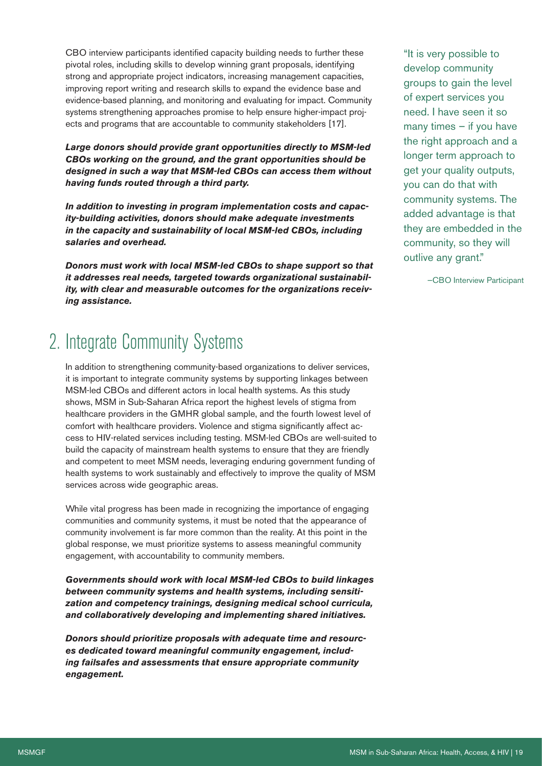CBO interview participants identified capacity building needs to further these pivotal roles, including skills to develop winning grant proposals, identifying strong and appropriate project indicators, increasing management capacities, improving report writing and research skills to expand the evidence base and evidence-based planning, and monitoring and evaluating for impact. Community systems strengthening approaches promise to help ensure higher-impact projects and programs that are accountable to community stakeholders [17].

***Large donors should provide grant opportunities directly to MSM-led CBOs working on the ground, and the grant opportunities should be designed in such a way that MSM-led CBOs can access them without having funds routed through a third party.***

***In addition to investing in program implementation costs and capacity-building activities, donors should make adequate investments in the capacity and sustainability of local MSM-led CBOs, including salaries and overhead.***

***Donors must work with local MSM-led CBOs to shape support so that it addresses real needs, targeted towards organizational sustainability, with clear and measurable outcomes for the organizations receiving assistance.***

"It is very possible to develop community groups to gain the level of expert services you need. I have seen it so many times – if you have the right approach and a longer term approach to get your quality outputs, you can do that with community systems. The added advantage is that they are embedded in the community, so they will outlive any grant."

–CBO Interview Participant

## 2. Integrate Community Systems

In addition to strengthening community-based organizations to deliver services, it is important to integrate community systems by supporting linkages between MSM-led CBOs and different actors in local health systems. As this study shows, MSM in Sub-Saharan Africa report the highest levels of stigma from healthcare providers in the GMHR global sample, and the fourth lowest level of comfort with healthcare providers. Violence and stigma significantly affect access to HIV-related services including testing. MSM-led CBOs are well-suited to build the capacity of mainstream health systems to ensure that they are friendly and competent to meet MSM needs, leveraging enduring government funding of health systems to work sustainably and effectively to improve the quality of MSM services across wide geographic areas.

While vital progress has been made in recognizing the importance of engaging communities and community systems, it must be noted that the appearance of community involvement is far more common than the reality. At this point in the global response, we must prioritize systems to assess meaningful community engagement, with accountability to community members.

***Governments should work with local MSM-led CBOs to build linkages between community systems and health systems, including sensitization and competency trainings, designing medical school curricula, and collaboratively developing and implementing shared initiatives.***

***Donors should prioritize proposals with adequate time and resources dedicated toward meaningful community engagement, including failsafes and assessments that ensure appropriate community engagement.***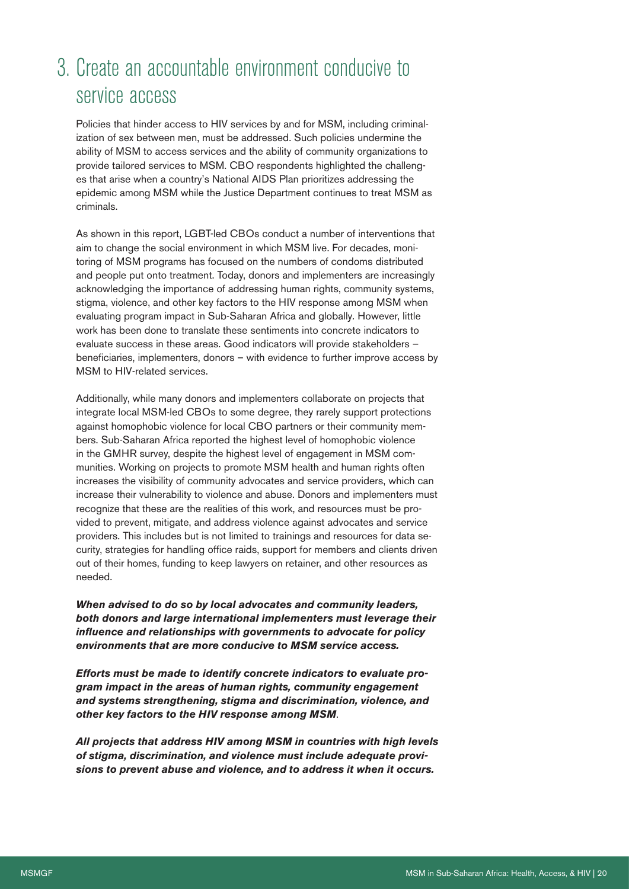## 3. Create an accountable environment conducive to service access

Policies that hinder access to HIV services by and for MSM, including criminalization of sex between men, must be addressed. Such policies undermine the ability of MSM to access services and the ability of community organizations to provide tailored services to MSM. CBO respondents highlighted the challenges that arise when a country's National AIDS Plan prioritizes addressing the epidemic among MSM while the Justice Department continues to treat MSM as criminals.

As shown in this report, LGBT-led CBOs conduct a number of interventions that aim to change the social environment in which MSM live. For decades, monitoring of MSM programs has focused on the numbers of condoms distributed and people put onto treatment. Today, donors and implementers are increasingly acknowledging the importance of addressing human rights, community systems, stigma, violence, and other key factors to the HIV response among MSM when evaluating program impact in Sub-Saharan Africa and globally. However, little work has been done to translate these sentiments into concrete indicators to evaluate success in these areas. Good indicators will provide stakeholders – beneficiaries, implementers, donors – with evidence to further improve access by MSM to HIV-related services.

Additionally, while many donors and implementers collaborate on projects that integrate local MSM-led CBOs to some degree, they rarely support protections against homophobic violence for local CBO partners or their community members. Sub-Saharan Africa reported the highest level of homophobic violence in the GMHR survey, despite the highest level of engagement in MSM communities. Working on projects to promote MSM health and human rights often increases the visibility of community advocates and service providers, which can increase their vulnerability to violence and abuse. Donors and implementers must recognize that these are the realities of this work, and resources must be provided to prevent, mitigate, and address violence against advocates and service providers. This includes but is not limited to trainings and resources for data security, strategies for handling office raids, support for members and clients driven out of their homes, funding to keep lawyers on retainer, and other resources as needed.

***When advised to do so by local advocates and community leaders, both donors and large international implementers must leverage their influence and relationships with governments to advocate for policy environments that are more conducive to MSM service access.***

***Efforts must be made to identify concrete indicators to evaluate program impact in the areas of human rights, community engagement and systems strengthening, stigma and discrimination, violence, and other key factors to the HIV response among MSM***.

***All projects that address HIV among MSM in countries with high levels of stigma, discrimination, and violence must include adequate provisions to prevent abuse and violence, and to address it when it occurs.***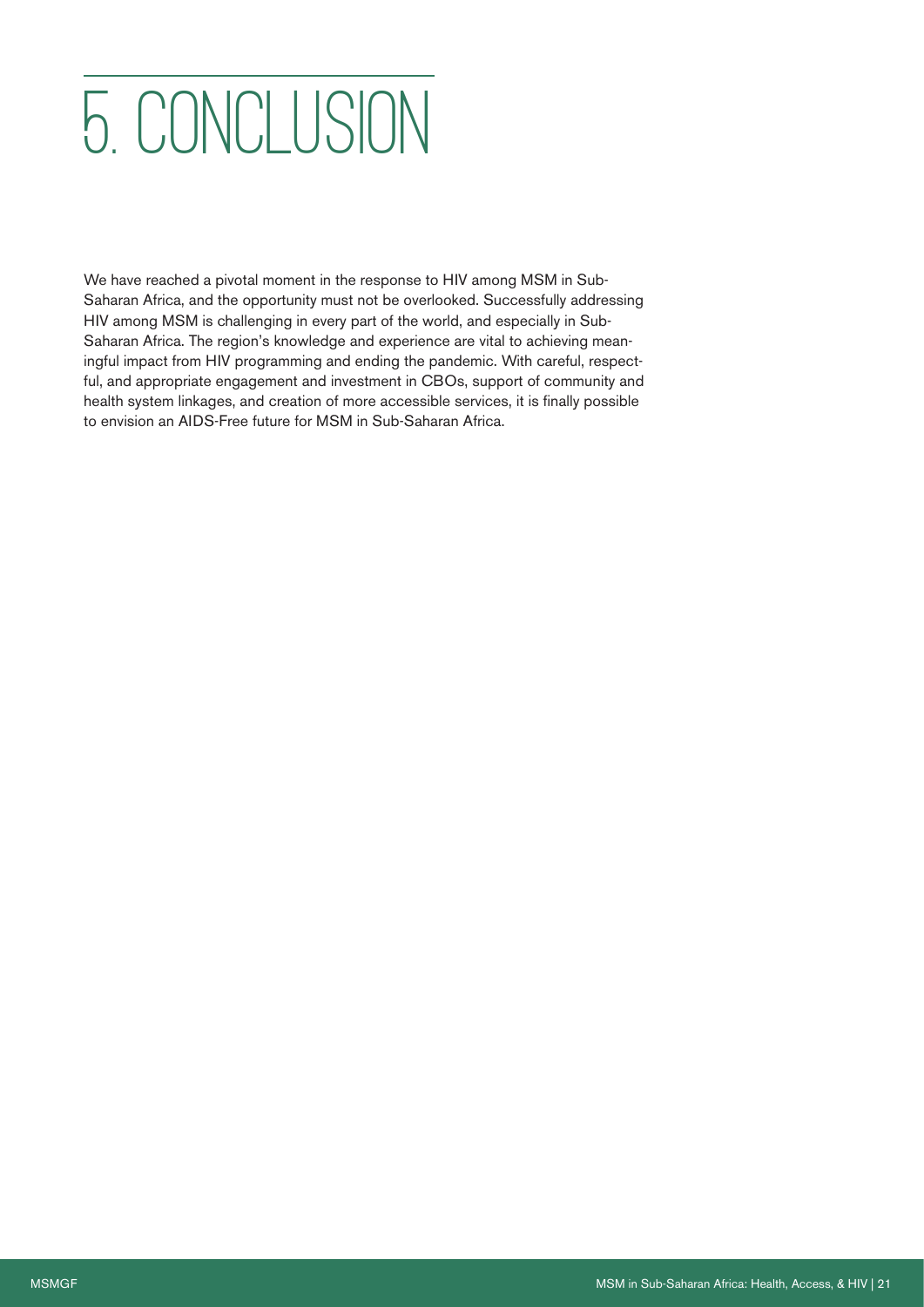# 5. CONCLUSION

We have reached a pivotal moment in the response to HIV among MSM in Sub-Saharan Africa, and the opportunity must not be overlooked. Successfully addressing HIV among MSM is challenging in every part of the world, and especially in Sub-Saharan Africa. The region's knowledge and experience are vital to achieving meaningful impact from HIV programming and ending the pandemic. With careful, respectful, and appropriate engagement and investment in CBOs, support of community and health system linkages, and creation of more accessible services, it is finally possible to envision an AIDS-Free future for MSM in Sub-Saharan Africa.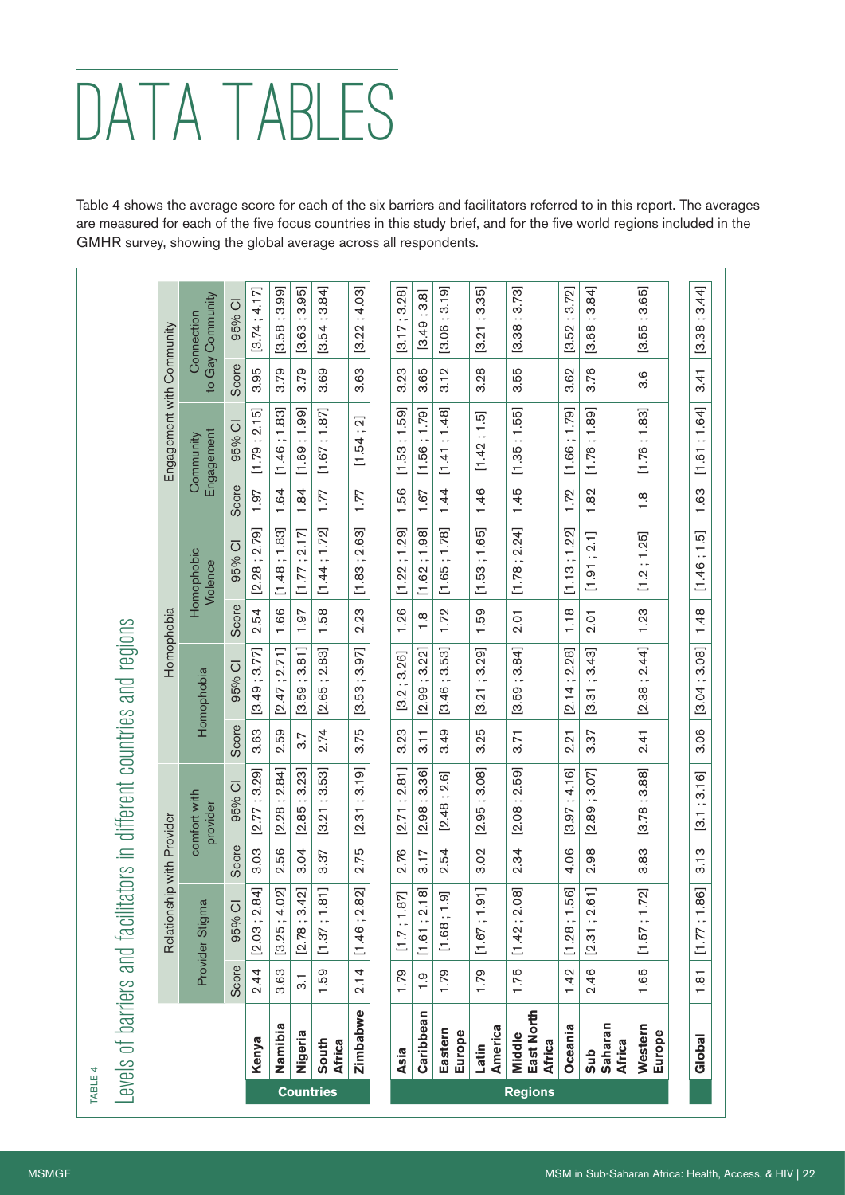# DATA TABLES

Table 4 shows the average score for each of the six barriers and facilitators referred to in this report. The averages are measured for each of the five focus countries in this study brief, and for the five world regions included in the GMHR survey, showing the global average across all respondents.

TABLE 4

## Levels of barriers and facilitators in different countries and regions

| | | Relationship with Provider | | | | Homophobia | | | | Engagement with Community | | | |
|---|---|---|---|---|---|---|---|---|---|---|---|---|---|
| | | Provider Stigma | | comfort with provider | | Homophobia | | Homophobic Violence | | Community Engagement | | Connection to Gay Community | |
| | | Score | 95% CI | Score | 95% CI | Score | 95% CI | Score | 95% CI | Score | 95% CI | Score | 95% CI |
| **Countries** | **Kenya** | 2.44 | [2.03 ; 2.84] | 3.03 | [2.77 ; 3.29] | 3.63 | [3.49 ; 3.77] | 2.54 | [2.28 ; 2.79] | 1.97 | [1.79 ; 2.15] | 3.95 | [3.74 ; 4.17] |
| | **Namibia** | 3.63 | [3.25 ; 4.02] | 2.56 | [2.28 ; 2.84] | 2.59 | [2.47 ; 2.71] | 1.66 | [1.48 ; 1.83] | 1.64 | [1.46 ; 1.83] | 3.79 | [3.58 ; 3.99] |
| | **Nigeria** | 3.1 | [2.78 ; 3.42] | 3.04 | [2.85 ; 3.23] | 3.7 | [3.59 ; 3.81] | 1.97 | [1.77 ; 2.17] | 1.84 | [1.69 ; 1.99] | 3.79 | [3.63 ; 3.95] |
| | **South Africa** | 1.59 | [1.37 ; 1.81] | 3.37 | [3.21 ; 3.53] | 2.74 | [2.65 ; 2.83] | 1.58 | [1.44 ; 1.72] | 1.77 | [1.67 ; 1.87] | 3.69 | [3.54 ; 3.84] |
| | **Zimbabwe** | 2.14 | [1.46 ; 2.82] | 2.75 | [2.31 ; 3.19] | 3.75 | [3.53 ; 3.97] | 2.23 | [1.83 ; 2.63] | 1.77 | [1.54 ; 2] | 3.63 | [3.22 ; 4.03] |
| **Regions** | **Asia** | 1.79 | [1.7 ; 1.87] | 2.76 | [2.71 ; 2.81] | 3.23 | [3.2 ; 3.26] | 1.26 | [1.22 ; 1.29] | 1.56 | [1.53 ; 1.59] | 3.23 | [3.17 ; 3.28] |
| | **Caribbean** | 1.9 | [1.61 ; 2.18] | 3.17 | [2.98 ; 3.36] | 3.11 | [2.99 ; 3.22] | 1.8 | [1.62 ; 1.98] | 1.67 | [1.56 ; 1.79] | 3.65 | [3.49 ; 3.8] |
| | **Eastern Europe** | 1.79 | [1.68 ; 1.9] | 2.54 | [2.48 ; 2.6] | 3.49 | [3.46 ; 3.53] | 1.72 | [1.65 ; 1.78] | 1.44 | [1.41 ; 1.48] | 3.12 | [3.06 ; 3.19] |
| | **Latin America** | 1.79 | [1.67 ; 1.91] | 3.02 | [2.95 ; 3.08] | 3.25 | [3.21 ; 3.29] | 1.59 | [1.53 ; 1.65] | 1.46 | [1.42 ; 1.5] | 3.28 | [3.21 ; 3.35] |
| | **Middle East North Africa** | 1.75 | [1.42 ; 2.08] | 2.34 | [2.08 ; 2.59] | 3.71 | [3.59 ; 3.84] | 2.01 | [1.78 ; 2.24] | 1.45 | [1.35 ; 1.55] | 3.55 | [3.38 ; 3.73] |
| | **Oceania** | 1.42 | [1.28 ; 1.56] | 4.06 | [3.97 ; 4.16] | 2.21 | [2.14 ; 2.28] | 1.18 | [1.13 ; 1.22] | 1.72 | [1.66 ; 1.79] | 3.62 | [3.52 ; 3.72] |
| | **Sub Saharan Africa** | 2.46 | [2.31 ; 2.61] | 2.98 | [2.89 ; 3.07] | 3.37 | [3.31 ; 3.43] | 2.01 | [1.91 ; 2.1] | 1.82 | [1.76 ; 1.89] | 3.76 | [3.68 ; 3.84] |
| | **Western Europe** | 1.65 | [1.57 ; 1.72] | 3.83 | [3.78 ; 3.88] | 2.41 | [2.38 ; 2.44] | 1.23 | [1.2 ; 1.25] | 1.8 | [1.76 ; 1.83] | 3.6 | [3.55 ; 3.65] |
| | **Global** | 1.81 | [1.77 ; 1.86] | 3.13 | [3.1 ; 3.16] | 3.06 | [3.04 ; 3.08] | 1.48 | [1.46 ; 1.5] | 1.63 | [1.61 ; 1.64] | 3.41 | [3.38 ; 3.44] |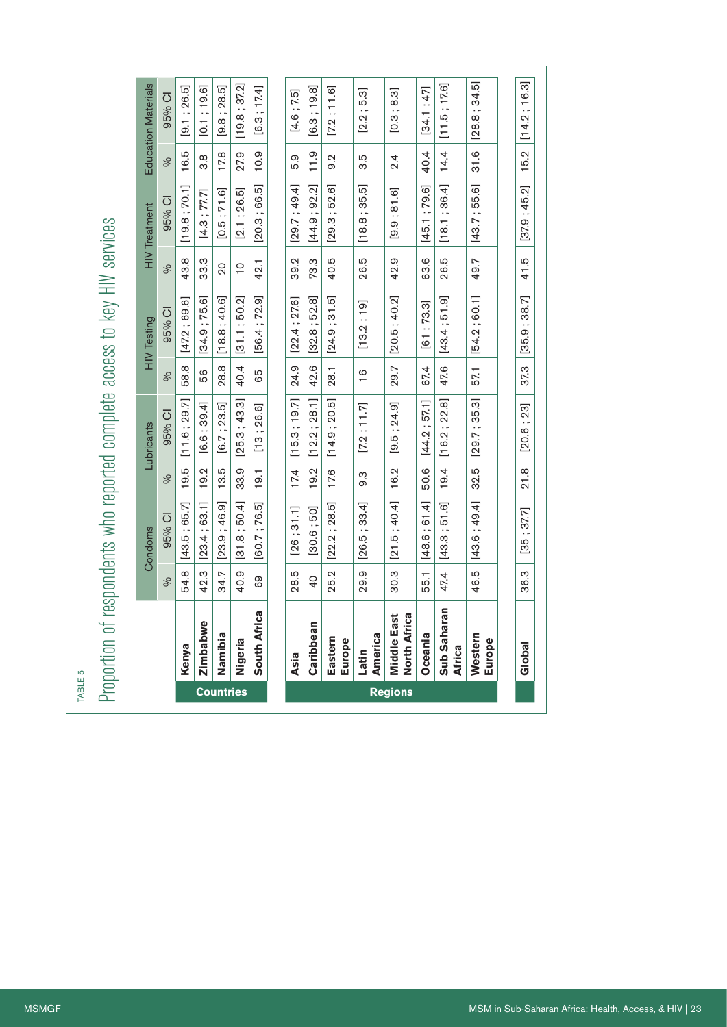TABLE 5

# Proportion of respondents who reported complete access to key HIV services

| | | Condoms | | Lubricants | | HIV Testing | | HIV Treatment | | Education Materials | |
|---|---|---|---|---|---|---|---|---|---|---|---|
| | | % | 95% CI | % | 95% CI | % | 95% CI | % | 95% CI | % | 95% CI |
| **Countries** | **Kenya** | 54.8 | [43.5 ; 65.7] | 19.5 | [11.6 ; 29.7] | 58.8 | [47.2 ; 69.6] | 43.8 | [19.8 ; 70.1] | 16.5 | [9.1 ; 26.5] |
| | **Zimbabwe** | 42.3 | [23.4 ; 63.1] | 19.2 | [6.6 ; 39.4] | 56 | [34.9 ; 75.6] | 33.3 | [4.3 ; 77.7] | 3.8 | [0.1 ; 19.6] |
| | **Namibia** | 34.7 | [23.9 ; 46.9] | 13.5 | [6.7 ; 23.5] | 28.8 | [18.8 ; 40.6] | 20 | [0.5 ; 71.6] | 17.8 | [9.8 ; 28.5] |
| | **Nigeria** | 40.9 | [31.8 ; 50.4] | 33.9 | [25.3 ; 43.3] | 40.4 | [31.1 ; 50.2] | 10 | [2.1 ; 26.5] | 27.9 | [19.8 ; 37.2] |
| | **South Africa** | 69 | [60.7 ; 76.5] | 19.1 | [13 ; 26.6] | 65 | [56.4 ; 72.9] | 42.1 | [20.3 ; 66.5] | 10.9 | [6.3 ; 17.4] |
| **Regions** | **Asia** | 28.5 | [26 ; 31.1] | 17.4 | [15.3 ; 19.7] | 24.9 | [22.4 ; 276] | 39.2 | [29.7 ; 49.4] | 5.9 | [4.6 ; 7.5] |
| | **Caribbean** | 40 | [30.6 ; 50] | 19.2 | [12.2 ; 28.1] | 42.6 | [32.8 ; 52.8] | 73.3 | [44.9 ; 92.2] | 11.9 | [6.3 ; 19.8] |
| | **Eastern Europe** | 25.2 | [22.2 ; 28.5] | 17.6 | [14.9 ; 20.5] | 28.1 | [24.9 ; 31.5] | 40.5 | [29.3 ; 52.6] | 9.2 | [7.2 ; 11.6] |
| | **Latin America** | 29.9 | [26.5 ; 33.4] | 9.3 | [7.2 ; 11.7] | 16 | [13.2 ; 19] | 26.5 | [18.8 ; 35.5] | 3.5 | [2.2 ; 5.3] |
| | **Middle East North Africa** | 30.3 | [21.5 ; 40.4] | 16.2 | [9.5 ; 24.9] | 29.7 | [20.5 ; 40.2] | 42.9 | [9.9 ; 81.6] | 2.4 | [0.3 ; 8.3] |
| | **Oceania** | 55.1 | [48.6 ; 61.4] | 50.6 | [44.2 ; 57.1] | 67.4 | [61 ; 73.3] | 63.6 | [45.1 ; 79.6] | 40.4 | [34.1 ; 47] |
| | **Sub Saharan Africa** | 47.4 | [43.3 ; 51.6] | 19.4 | [16.2 ; 22.8] | 47.6 | [43.4 ; 51.9] | 26.5 | [18.1 ; 36.4] | 14.4 | [11.5 ; 17.6] |
| | **Western Europe** | 46.5 | [43.6 ; 49.4] | 32.5 | [29.7 ; 35.3] | 57.1 | [54.2 ; 60.1] | 49.7 | [43.7 ; 55.6] | 31.6 | [28.8 ; 34.5] |
| | **Global** | 36.3 | [35 ; 37.7] | 21.8 | [20.6 ; 23] | 37.3 | [35.9 ; 38.7] | 41.5 | [37.9 ; 45.2] | 15.2 | [14.2 ; 16.3] |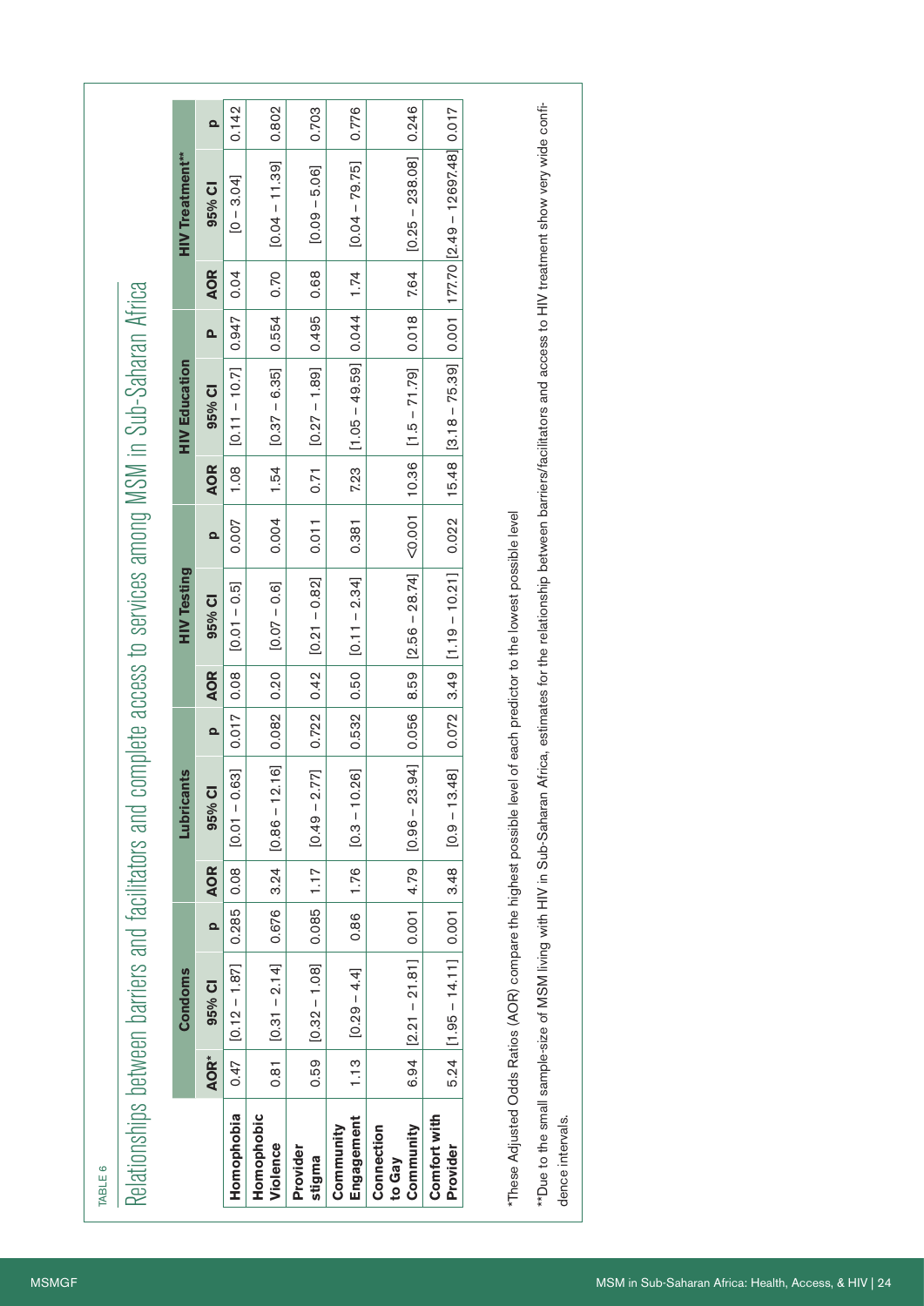TABLE 6

## Relationships between barriers and facilitators and complete access to services among MSM in Sub-Saharan Africa

| | Condoms | | | Lubricants | | | HIV Testing | | | HIV Education | | | HIV Treatment** | | |
|---|---|---|---|---|---|---|---|---|---|---|---|---|---|---|---|
| | AOR* | 95% CI | p | AOR | 95% CI | p | AOR | 95% CI | p | AOR | 95% CI | p | AOR | 95% CI | p |
| **Homophobia** | 0.47 | [0.12 – 1.87] | 0.285 | 0.08 | [0.01 – 0.63] | 0.017 | 0.08 | [0.01 – 0.5] | 0.007 | 1.08 | [0.11 – 10.7] | 0.947 | 0.04 | [0 – 3.04] | 0.142 |
| **Homophobic Violence** | 0.81 | [0.31 – 2.14] | 0.676 | 3.24 | [0.86 – 12.16] | 0.082 | 0.20 | [0.07 – 0.6] | 0.004 | 1.54 | [0.37 – 6.35] | 0.554 | 0.70 | [0.04 – 11.39] | 0.802 |
| **Provider stigma** | 0.59 | [0.32 – 1.08] | 0.085 | 1.17 | [0.49 – 2.77] | 0.722 | 0.42 | [0.21 – 0.82] | 0.011 | 0.71 | [0.27 – 1.89] | 0.495 | 0.68 | [0.09 – 5.06] | 0.703 |
| **Community Engagement** | 1.13 | [0.29 – 4.4] | 0.86 | 1.76 | [0.3 – 10.26] | 0.532 | 0.50 | [0.11 – 2.34] | 0.381 | 7.23 | [1.05 – 49.59] | 0.044 | 1.74 | [0.04 – 79.75] | 0.776 |
| **Connection to Gay Community** | 6.94 | [2.21 – 21.81] | 0.001 | 4.79 | [0.96 – 23.94] | 0.056 | 8.59 | [2.56 – 28.74] | <0.001 | 10.36 | [1.5 – 71.79] | 0.018 | 7.64 | [0.25 – 238.08] | 0.246 |
| **Comfort with Provider** | 5.24 | [1.95 – 14.11] | 0.001 | 3.48 | [0.9 – 13.48] | 0.072 | 3.49 | [1.19 – 10.21] | 0.022 | 15.48 | [3.18 – 75.39] | 0.001 | 177.70 | [2.49 – 12697.48] | 0.017 |

*These Adjusted Odds Ratios (AOR) compare the highest possible level of each predictor to the lowest possible level

**Due to the small sample-size of MSM living with HIV in Sub-Saharan Africa, estimates for the relationship between barriers/facilitators and access to HIV treatment show very wide confidence intervals.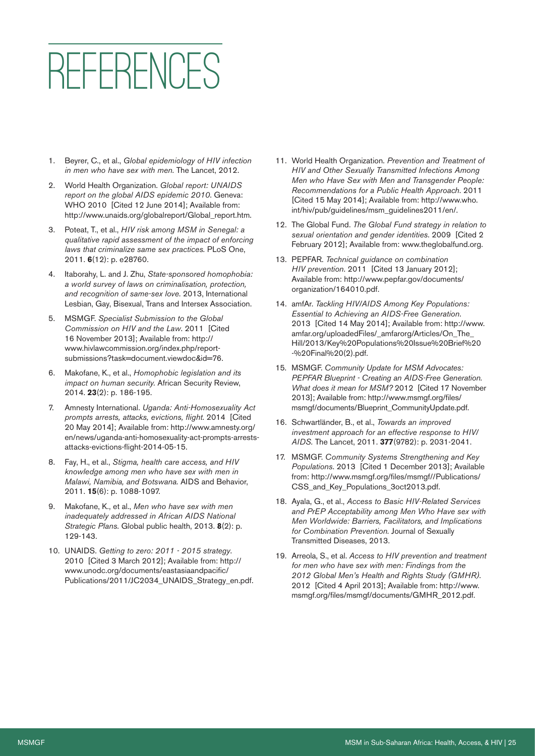# REFERENCES

1. Beyrer, C., et al., *Global epidemiology of HIV infection in men who have sex with men*. The Lancet, 2012.
2. World Health Organization. *Global report: UNAIDS report on the global AIDS epidemic 2010*. Geneva: WHO 2010 [Cited 12 June 2014]; Available from: http://www.unaids.org/globalreport/Global_report.htm.
3. Poteat, T., et al., *HIV risk among MSM in Senegal: a qualitative rapid assessment of the impact of enforcing laws that criminalize same sex practices*. PLoS One, 2011. **6**(12): p. e28760.
4. Itaborahy, L. and J. Zhu, *State-sponsored homophobia: a world survey of laws on criminalisation, protection, and recognition of same-sex love*. 2013, International Lesbian, Gay, Bisexual, Trans and Intersex Association.
5. MSMGF. *Specialist Submission to the Global Commission on HIV and the Law*. 2011 [Cited 16 November 2013]; Available from: http://www.hivlawcommission.org/index.php/report-submissions?task=document.viewdoc&id=76.
6. Makofane, K., et al., *Homophobic legislation and its impact on human security*. African Security Review, 2014. **23**(2): p. 186-195.
7. Amnesty International. *Uganda: Anti-Homosexuality Act prompts arrests, attacks, evictions, flight*. 2014 [Cited 20 May 2014]; Available from: http://www.amnesty.org/en/news/uganda-anti-homosexuality-act-prompts-arrests-attacks-evictions-flight-2014-05-15.
8. Fay, H., et al., *Stigma, health care access, and HIV knowledge among men who have sex with men in Malawi, Namibia, and Botswana*. AIDS and Behavior, 2011. **15**(6): p. 1088-1097.
9. Makofane, K., et al., *Men who have sex with men inadequately addressed in African AIDS National Strategic Plans*. Global public health, 2013. **8**(2): p. 129-143.
10. UNAIDS. *Getting to zero: 2011 - 2015 strategy*. 2010 [Cited 3 March 2012]; Available from: http://www.unodc.org/documents/eastasiaandpacific/Publications/2011/JC2034_UNAIDS_Strategy_en.pdf.
11. World Health Organization. *Prevention and Treatment of HIV and Other Sexually Transmitted Infections Among Men who Have Sex with Men and Transgender People: Recommendations for a Public Health Approach*. 2011 [Cited 15 May 2014]; Available from: http://www.who.int/hiv/pub/guidelines/msm_guidelines2011/en/.
12. The Global Fund. *The Global Fund strategy in relation to sexual orientation and gender identities*. 2009 [Cited 2 February 2012]; Available from: www.theglobalfund.org.
13. PEPFAR. *Technical guidance on combination HIV prevention*. 2011 [Cited 13 January 2012]; Available from: http://www.pepfar.gov/documents/organization/164010.pdf.
14. amfAr. *Tackling HIV/AIDS Among Key Populations: Essential to Achieving an AIDS-Free Generation*. 2013 [Cited 14 May 2014]; Available from: http://www.amfar.org/uploadedFiles/_amfarorg/Articles/On_The_Hill/2013/Key%20Populations%20Issue%20Brief%20-%20Final%20(2).pdf.
15. MSMGF. *Community Update for MSM Advocates: PEPFAR Blueprint - Creating an AIDS-Free Generation. What does it mean for MSM?* 2012 [Cited 17 November 2013]; Available from: http://www.msmgf.org/files/msmgf/documents/Blueprint_CommunityUpdate.pdf.
16. Schwartländer, B., et al., *Towards an improved investment approach for an effective response to HIV/AIDS*. The Lancet, 2011. **377**(9782): p. 2031-2041.
17. MSMGF. *Community Systems Strengthening and Key Populations*. 2013 [Cited 1 December 2013]; Available from: http://www.msmgf.org/files/msmgf//Publications/CSS_and_Key_Populations_3oct2013.pdf.
18. Ayala, G., et al., *Access to Basic HIV-Related Services and PrEP Acceptability among Men Who Have sex with Men Worldwide: Barriers, Facilitators, and Implications for Combination Prevention*. Journal of Sexually Transmitted Diseases, 2013.
19. Arreola, S., et al. *Access to HIV prevention and treatment for men who have sex with men: Findings from the 2012 Global Men's Health and Rights Study (GMHR)*. 2012 [Cited 4 April 2013]; Available from: http://www.msmgf.org/files/msmgf/documents/GMHR_2012.pdf.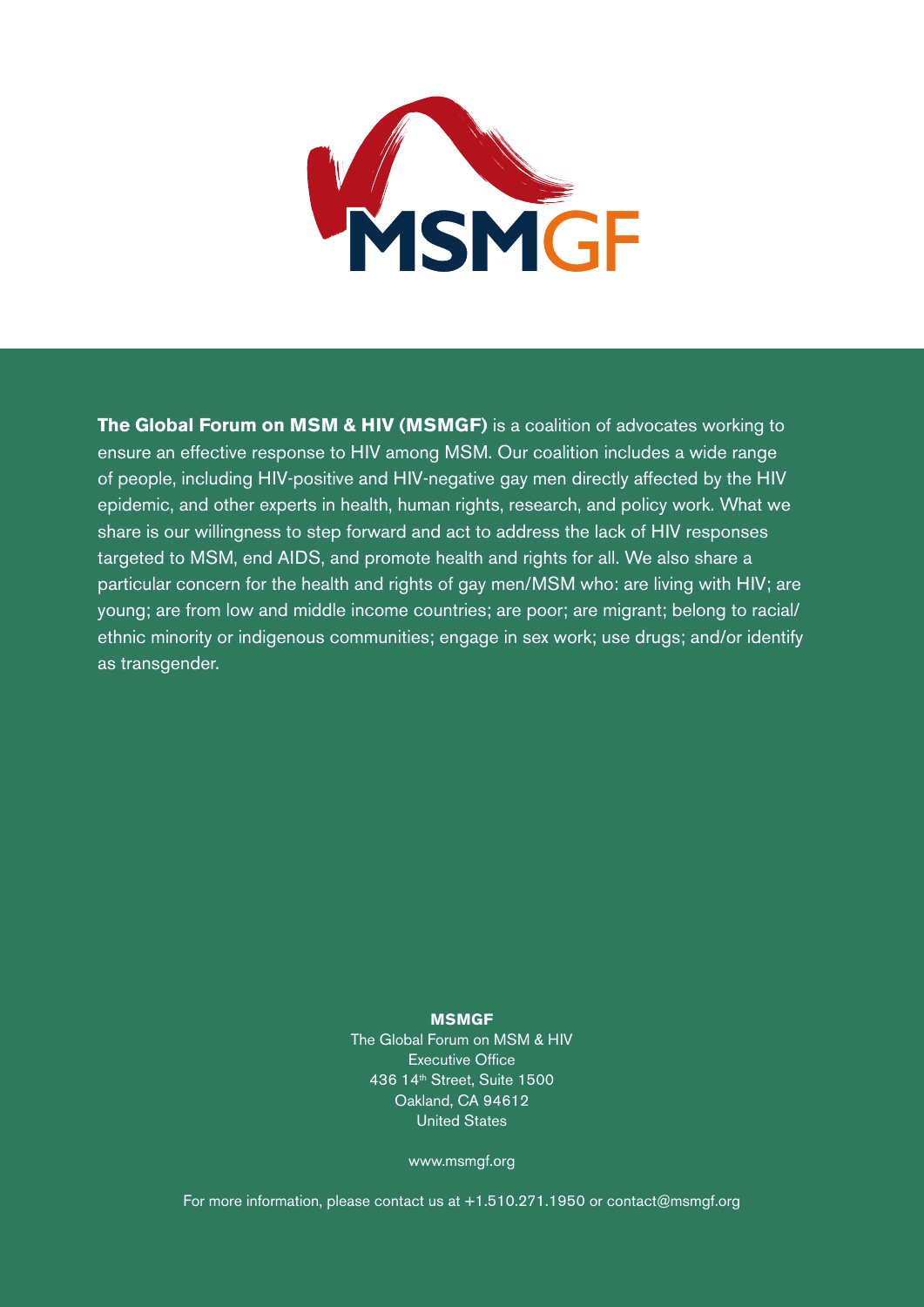MSMGF

**The Global Forum on MSM & HIV (MSMGF)** is a coalition of advocates working to ensure an effective response to HIV among MSM. Our coalition includes a wide range of people, including HIV-positive and HIV-negative gay men directly affected by the HIV epidemic, and other experts in health, human rights, research, and policy work. What we share is our willingness to step forward and act to address the lack of HIV responses targeted to MSM, end AIDS, and promote health and rights for all. We also share a particular concern for the health and rights of gay men/MSM who: are living with HIV; are young; are from low and middle income countries; are poor; are migrant; belong to racial/ethnic minority or indigenous communities; engage in sex work; use drugs; and/or identify as transgender.

**MSMGF**
The Global Forum on MSM & HIV
Executive Office
436 14th Street, Suite 1500
Oakland, CA 94612
United States

www.msmgf.org

For more information, please contact us at +1.510.271.1950 or contact@msmgf.org